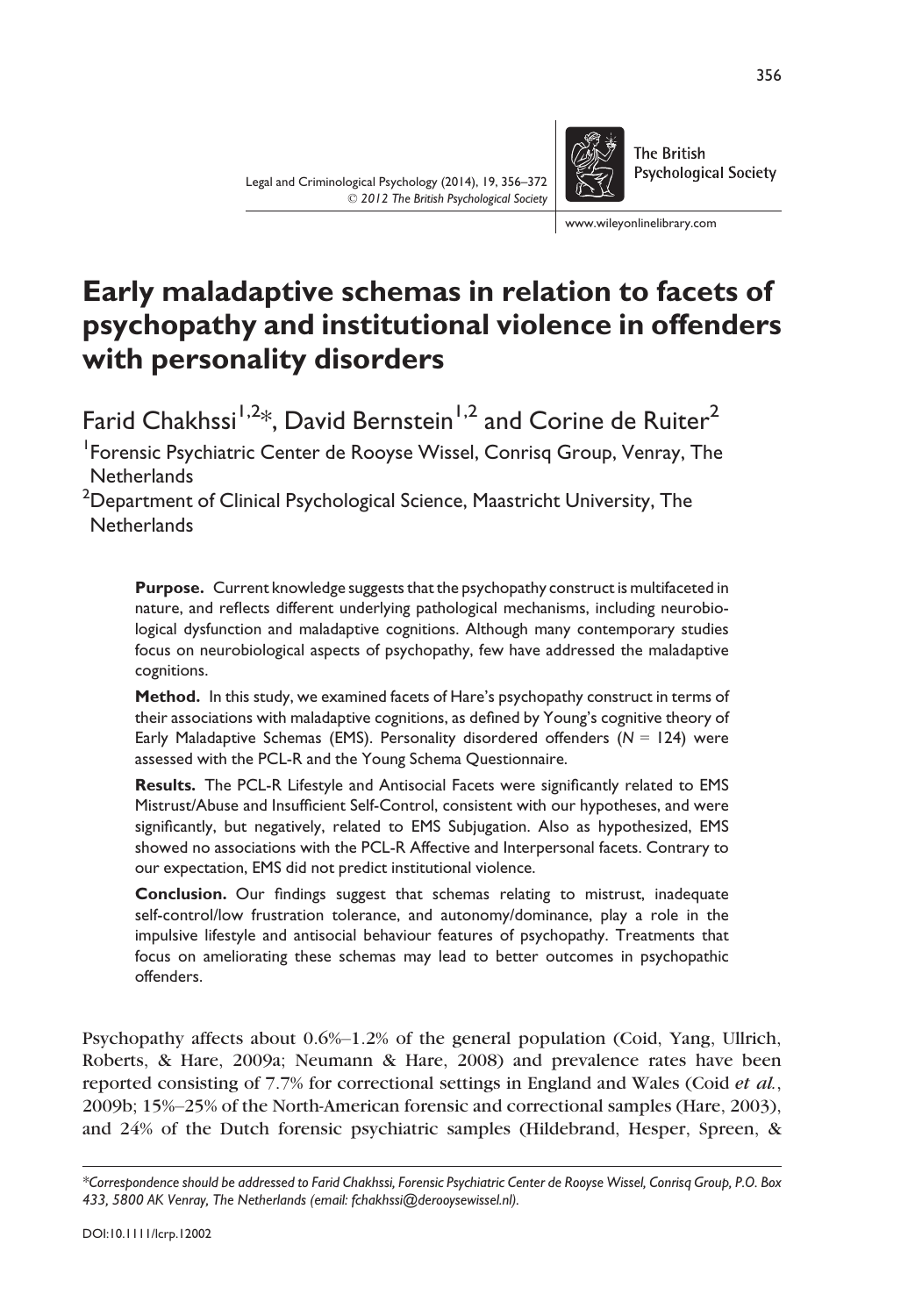# Early maladaptive schemas in relation to facets of psychopathy and institutional violence in offenders with personality disorders

Farid Chakhssi[1,2]*, David Bernstein[1,2] and Corine de Ruiter[2]

[1]Forensic Psychiatric Center de Rooyse Wissel, Conrisq Group, Venray, The Netherlands

[2]Department of Clinical Psychological Science, Maastricht University, The Netherlands

**Purpose.** Current knowledge suggests that the psychopathy construct is multifaceted in nature, and reflects different underlying pathological mechanisms, including neurobiological dysfunction and maladaptive cognitions. Although many contemporary studies focus on neurobiological aspects of psychopathy, few have addressed the maladaptive cognitions.

**Method.** In this study, we examined facets of Hare's psychopathy construct in terms of their associations with maladaptive cognitions, as defined by Young's cognitive theory of Early Maladaptive Schemas (EMS). Personality disordered offenders ($N$ = 124) were assessed with the PCL-R and the Young Schema Questionnaire.

**Results.** The PCL-R Lifestyle and Antisocial Facets were significantly related to EMS Mistrust/Abuse and Insufficient Self-Control, consistent with our hypotheses, and were significantly, but negatively, related to EMS Subjugation. Also as hypothesized, EMS showed no associations with the PCL-R Affective and Interpersonal facets. Contrary to our expectation, EMS did not predict institutional violence.

**Conclusion.** Our findings suggest that schemas relating to mistrust, inadequate self-control/low frustration tolerance, and autonomy/dominance, play a role in the impulsive lifestyle and antisocial behaviour features of psychopathy. Treatments that focus on ameliorating these schemas may lead to better outcomes in psychopathic offenders.

Psychopathy affects about 0.6%–1.2% of the general population (Coid, Yang, Ullrich, Roberts, & Hare, 2009a; Neumann & Hare, 2008) and prevalence rates have been reported consisting of 7.7% for correctional settings in England and Wales (Coid *et al.*, 2009b; 15%–25% of the North-American forensic and correctional samples (Hare, 2003), and 24% of the Dutch forensic psychiatric samples (Hildebrand, Hesper, Spreen, &

*Correspondence should be addressed to Farid Chakhssi, Forensic Psychiatric Center de Rooyse Wissel, Conrisq Group, P.O. Box 433, 5800 AK Venray, The Netherlands (email: fchakhssi@derooysewissel.nl).*

DOI:10.1111/lcrp.12002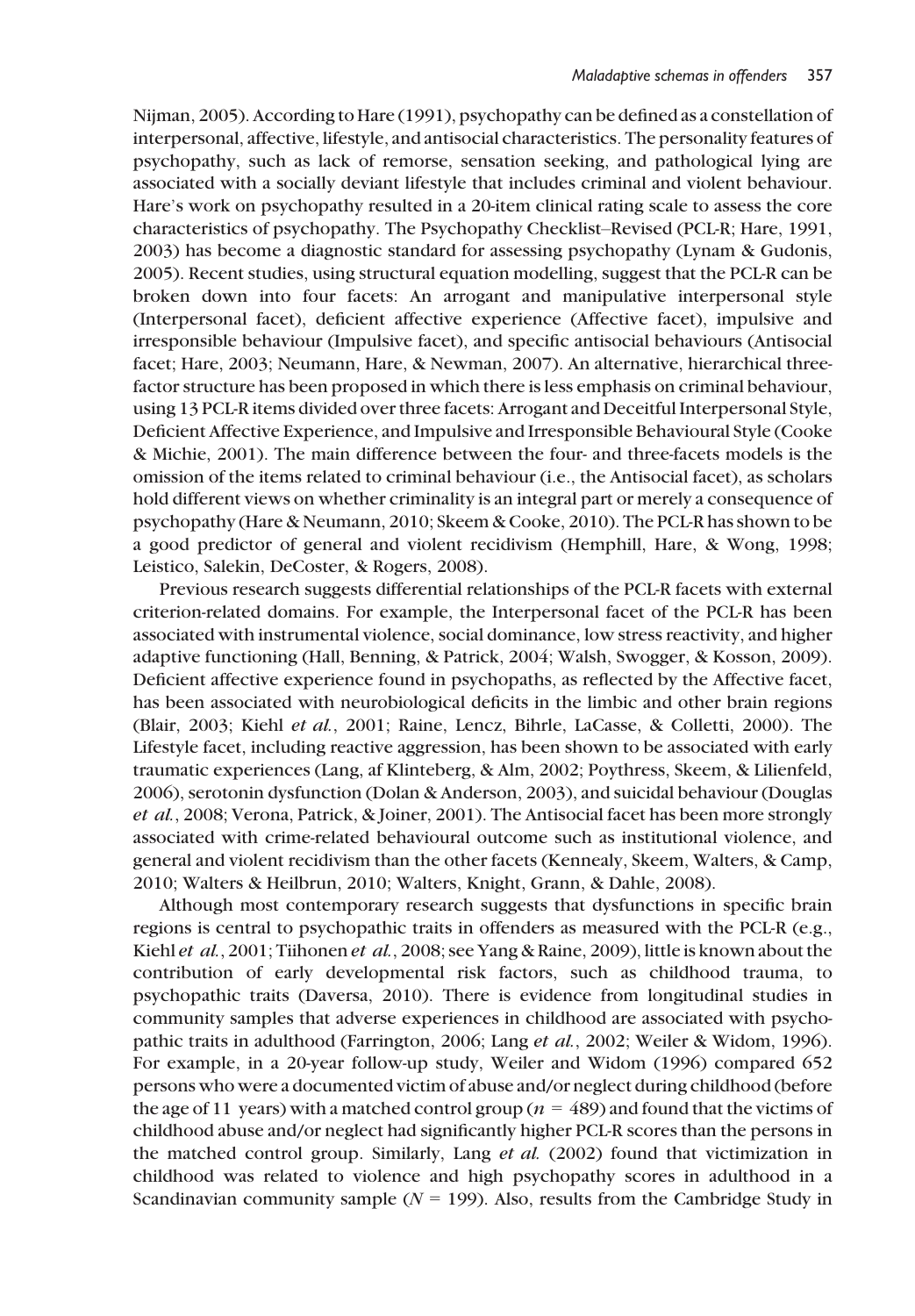Nijman, 2005). According to Hare (1991), psychopathy can be defined as a constellation of interpersonal, affective, lifestyle, and antisocial characteristics. The personality features of psychopathy, such as lack of remorse, sensation seeking, and pathological lying are associated with a socially deviant lifestyle that includes criminal and violent behaviour. Hare's work on psychopathy resulted in a 20-item clinical rating scale to assess the core characteristics of psychopathy. The Psychopathy Checklist–Revised (PCL-R; Hare, 1991, 2003) has become a diagnostic standard for assessing psychopathy (Lynam & Gudonis, 2005). Recent studies, using structural equation modelling, suggest that the PCL-R can be broken down into four facets: An arrogant and manipulative interpersonal style (Interpersonal facet), deficient affective experience (Affective facet), impulsive and irresponsible behaviour (Impulsive facet), and specific antisocial behaviours (Antisocial facet; Hare, 2003; Neumann, Hare, & Newman, 2007). An alternative, hierarchical three-factor structure has been proposed in which there is less emphasis on criminal behaviour, using 13 PCL-R items divided over three facets: Arrogant and Deceitful Interpersonal Style, Deficient Affective Experience, and Impulsive and Irresponsible Behavioural Style (Cooke & Michie, 2001). The main difference between the four- and three-facets models is the omission of the items related to criminal behaviour (i.e., the Antisocial facet), as scholars hold different views on whether criminality is an integral part or merely a consequence of psychopathy (Hare & Neumann, 2010; Skeem & Cooke, 2010). The PCL-R has shown to be a good predictor of general and violent recidivism (Hemphill, Hare, & Wong, 1998; Leistico, Salekin, DeCoster, & Rogers, 2008).

Previous research suggests differential relationships of the PCL-R facets with external criterion-related domains. For example, the Interpersonal facet of the PCL-R has been associated with instrumental violence, social dominance, low stress reactivity, and higher adaptive functioning (Hall, Benning, & Patrick, 2004; Walsh, Swogger, & Kosson, 2009). Deficient affective experience found in psychopaths, as reflected by the Affective facet, has been associated with neurobiological deficits in the limbic and other brain regions (Blair, 2003; Kiehl *et al.*, 2001; Raine, Lencz, Bihrle, LaCasse, & Colletti, 2000). The Lifestyle facet, including reactive aggression, has been shown to be associated with early traumatic experiences (Lang, af Klinteberg, & Alm, 2002; Poythress, Skeem, & Lilienfeld, 2006), serotonin dysfunction (Dolan & Anderson, 2003), and suicidal behaviour (Douglas *et al.*, 2008; Verona, Patrick, & Joiner, 2001). The Antisocial facet has been more strongly associated with crime-related behavioural outcome such as institutional violence, and general and violent recidivism than the other facets (Kennealy, Skeem, Walters, & Camp, 2010; Walters & Heilbrun, 2010; Walters, Knight, Grann, & Dahle, 2008).

Although most contemporary research suggests that dysfunctions in specific brain regions is central to psychopathic traits in offenders as measured with the PCL-R (e.g., Kiehl *et al.*, 2001; Tiihonen *et al.*, 2008; see Yang & Raine, 2009), little is known about the contribution of early developmental risk factors, such as childhood trauma, to psychopathic traits (Daversa, 2010). There is evidence from longitudinal studies in community samples that adverse experiences in childhood are associated with psychopathic traits in adulthood (Farrington, 2006; Lang *et al.*, 2002; Weiler & Widom, 1996). For example, in a 20-year follow-up study, Weiler and Widom (1996) compared 652 persons who were a documented victim of abuse and/or neglect during childhood (before the age of 11 years) with a matched control group ($n = 489$) and found that the victims of childhood abuse and/or neglect had significantly higher PCL-R scores than the persons in the matched control group. Similarly, Lang *et al.* (2002) found that victimization in childhood was related to violence and high psychopathy scores in adulthood in a Scandinavian community sample ($N = 199$). Also, results from the Cambridge Study in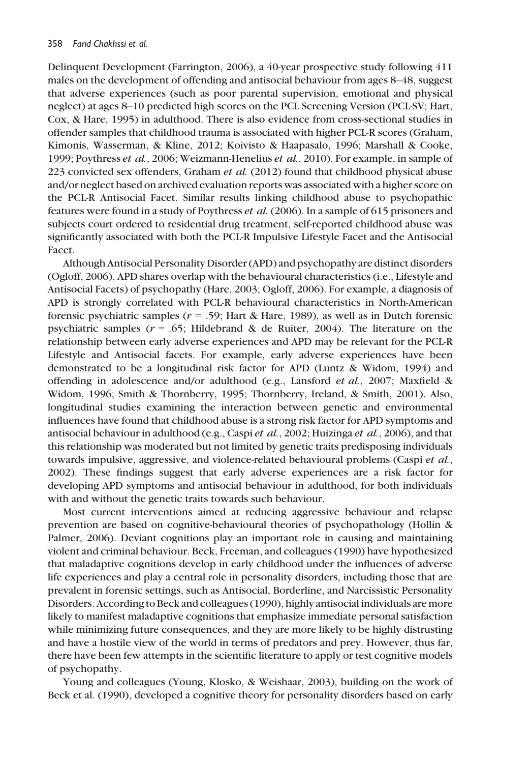Delinquent Development (Farrington, 2006), a 40-year prospective study following 411 males on the development of offending and antisocial behaviour from ages 8–48, suggest that adverse experiences (such as poor parental supervision, emotional and physical neglect) at ages 8–10 predicted high scores on the PCL Screening Version (PCL-SV; Hart, Cox, & Hare, 1995) in adulthood. There is also evidence from cross-sectional studies in offender samples that childhood trauma is associated with higher PCL-R scores (Graham, Kimonis, Wasserman, & Kline, 2012; Koivisto & Haapasalo, 1996; Marshall & Cooke, 1999; Poythress *et al.*, 2006; Weizmann-Henelius *et al.*, 2010). For example, in sample of 223 convicted sex offenders, Graham *et al.* (2012) found that childhood physical abuse and/or neglect based on archived evaluation reports was associated with a higher score on the PCL-R Antisocial Facet. Similar results linking childhood abuse to psychopathic features were found in a study of Poythress *et al.* (2006). In a sample of 615 prisoners and subjects court ordered to residential drug treatment, self-reported childhood abuse was significantly associated with both the PCL-R Impulsive Lifestyle Facet and the Antisocial Facet.

Although Antisocial Personality Disorder (APD) and psychopathy are distinct disorders (Ogloff, 2006), APD shares overlap with the behavioural characteristics (i.e., Lifestyle and Antisocial Facets) of psychopathy (Hare, 2003; Ogloff, 2006). For example, a diagnosis of APD is strongly correlated with PCL-R behavioural characteristics in North-American forensic psychiatric samples ($r$ = .59; Hart & Hare, 1989), as well as in Dutch forensic psychiatric samples ($r$ = .65; Hildebrand & de Ruiter, 2004). The literature on the relationship between early adverse experiences and APD may be relevant for the PCL-R Lifestyle and Antisocial facets. For example, early adverse experiences have been demonstrated to be a longitudinal risk factor for APD (Luntz & Widom, 1994) and offending in adolescence and/or adulthood (e.g., Lansford *et al.*, 2007; Maxfield & Widom, 1996; Smith & Thornberry, 1995; Thornberry, Ireland, & Smith, 2001). Also, longitudinal studies examining the interaction between genetic and environmental influences have found that childhood abuse is a strong risk factor for APD symptoms and antisocial behaviour in adulthood (e.g., Caspi *et al.*, 2002; Huizinga *et al.*, 2006), and that this relationship was moderated but not limited by genetic traits predisposing individuals towards impulsive, aggressive, and violence-related behavioural problems (Caspi *et al.*, 2002). These findings suggest that early adverse experiences are a risk factor for developing APD symptoms and antisocial behaviour in adulthood, for both individuals with and without the genetic traits towards such behaviour.

Most current interventions aimed at reducing aggressive behaviour and relapse prevention are based on cognitive-behavioural theories of psychopathology (Hollin & Palmer, 2006). Deviant cognitions play an important role in causing and maintaining violent and criminal behaviour. Beck, Freeman, and colleagues (1990) have hypothesized that maladaptive cognitions develop in early childhood under the influences of adverse life experiences and play a central role in personality disorders, including those that are prevalent in forensic settings, such as Antisocial, Borderline, and Narcissistic Personality Disorders. According to Beck and colleagues (1990), highly antisocial individuals are more likely to manifest maladaptive cognitions that emphasize immediate personal satisfaction while minimizing future consequences, and they are more likely to be highly distrusting and have a hostile view of the world in terms of predators and prey. However, thus far, there have been few attempts in the scientific literature to apply or test cognitive models of psychopathy.

Young and colleagues (Young, Klosko, & Weishaar, 2003), building on the work of Beck et al. (1990), developed a cognitive theory for personality disorders based on early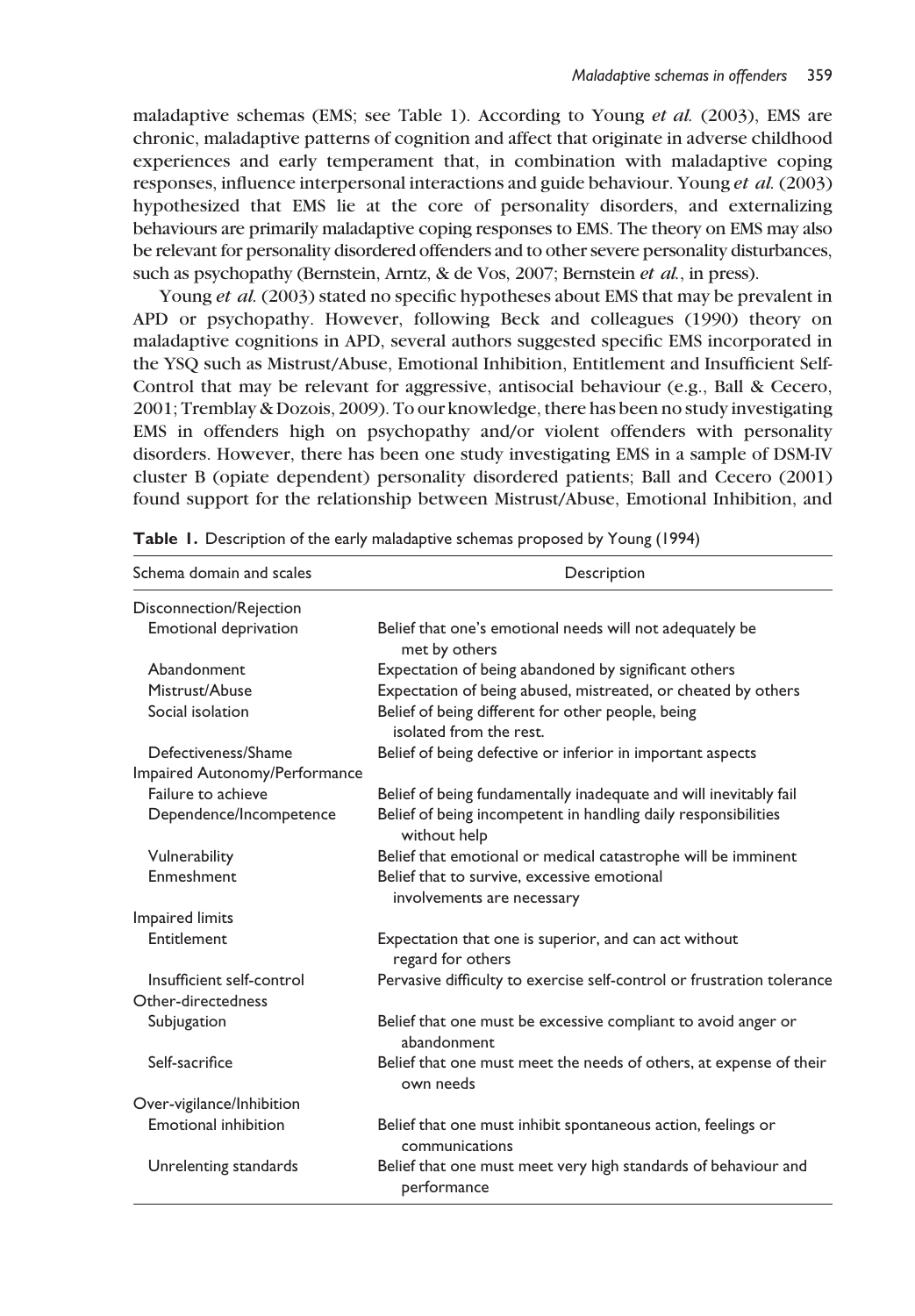maladaptive schemas (EMS; see Table 1). According to Young *et al.* (2003), EMS are chronic, maladaptive patterns of cognition and affect that originate in adverse childhood experiences and early temperament that, in combination with maladaptive coping responses, influence interpersonal interactions and guide behaviour. Young *et al.* (2003) hypothesized that EMS lie at the core of personality disorders, and externalizing behaviours are primarily maladaptive coping responses to EMS. The theory on EMS may also be relevant for personality disordered offenders and to other severe personality disturbances, such as psychopathy (Bernstein, Arntz, & de Vos, 2007; Bernstein *et al.*, in press).

Young *et al.* (2003) stated no specific hypotheses about EMS that may be prevalent in APD or psychopathy. However, following Beck and colleagues (1990) theory on maladaptive cognitions in APD, several authors suggested specific EMS incorporated in the YSQ such as Mistrust/Abuse, Emotional Inhibition, Entitlement and Insufficient Self-Control that may be relevant for aggressive, antisocial behaviour (e.g., Ball & Cecero, 2001; Tremblay & Dozois, 2009). To our knowledge, there has been no study investigating EMS in offenders high on psychopathy and/or violent offenders with personality disorders. However, there has been one study investigating EMS in a sample of DSM-IV cluster B (opiate dependent) personality disordered patients; Ball and Cecero (2001) found support for the relationship between Mistrust/Abuse, Emotional Inhibition, and

**Table 1.** Description of the early maladaptive schemas proposed by Young (1994)

| Schema domain and scales | Description |
|---|---|
| Disconnection/Rejection | |
| Emotional deprivation | Belief that one's emotional needs will not adequately be met by others |
| Abandonment | Expectation of being abandoned by significant others |
| Mistrust/Abuse | Expectation of being abused, mistreated, or cheated by others |
| Social isolation | Belief of being different for other people, being isolated from the rest. |
| Defectiveness/Shame | Belief of being defective or inferior in important aspects |
| Impaired Autonomy/Performance | |
| Failure to achieve | Belief of being fundamentally inadequate and will inevitably fail |
| Dependence/Incompetence | Belief of being incompetent in handling daily responsibilities without help |
| Vulnerability | Belief that emotional or medical catastrophe will be imminent |
| Enmeshment | Belief that to survive, excessive emotional involvements are necessary |
| Impaired limits | |
| Entitlement | Expectation that one is superior, and can act without regard for others |
| Insufficient self-control | Pervasive difficulty to exercise self-control or frustration tolerance |
| Other-directedness | |
| Subjugation | Belief that one must be excessive compliant to avoid anger or abandonment |
| Self-sacrifice | Belief that one must meet the needs of others, at expense of their own needs |
| Over-vigilance/Inhibition | |
| Emotional inhibition | Belief that one must inhibit spontaneous action, feelings or communications |
| Unrelenting standards | Belief that one must meet very high standards of behaviour and performance |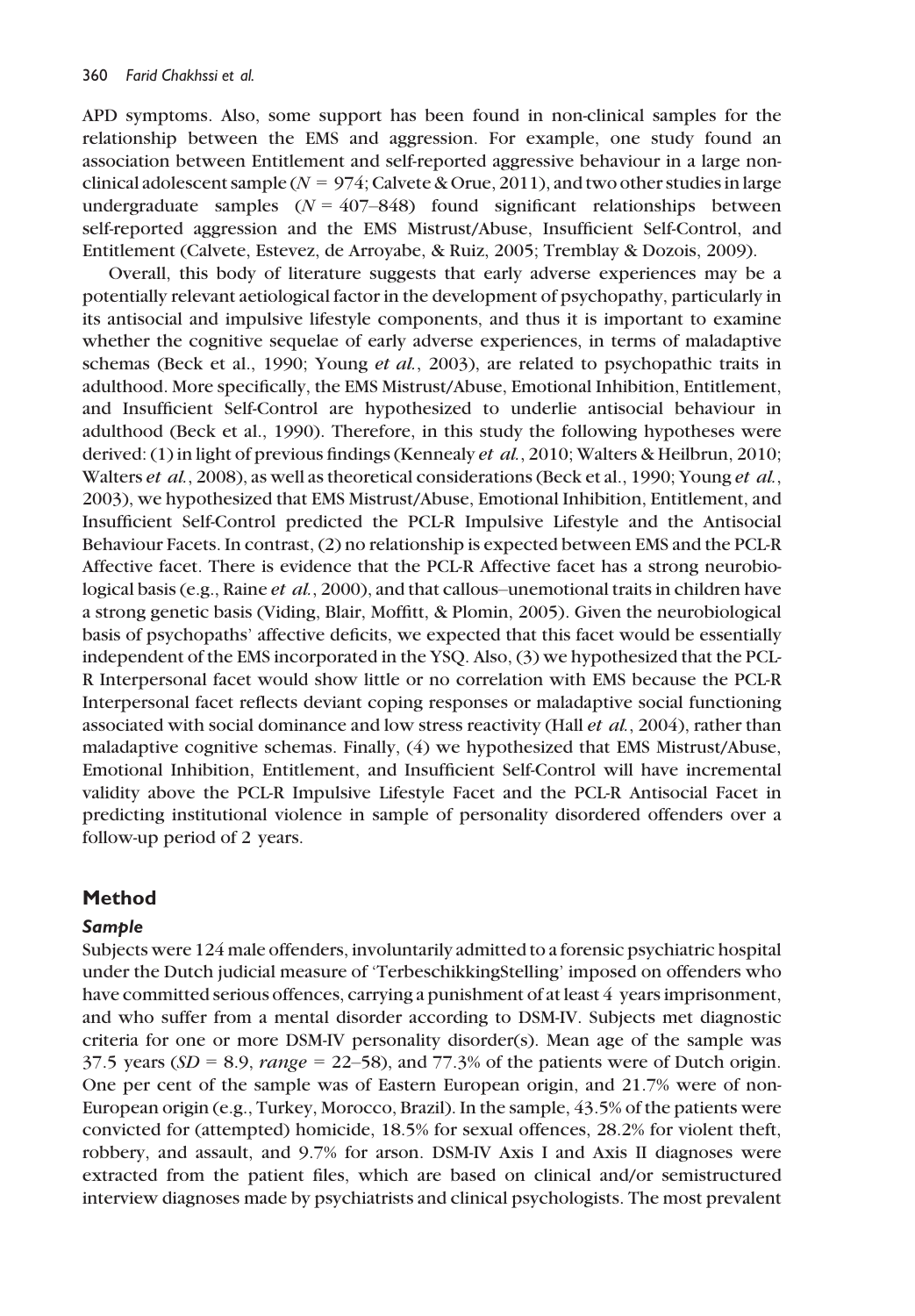APD symptoms. Also, some support has been found in non-clinical samples for the relationship between the EMS and aggression. For example, one study found an association between Entitlement and self-reported aggressive behaviour in a large non-clinical adolescent sample ($N = 974$; Calvete & Orue, 2011), and two other studies in large undergraduate samples ($N = 407$–$848$) found significant relationships between self-reported aggression and the EMS Mistrust/Abuse, Insufficient Self-Control, and Entitlement (Calvete, Estevez, de Arroyabe, & Ruiz, 2005; Tremblay & Dozois, 2009).

Overall, this body of literature suggests that early adverse experiences may be a potentially relevant aetiological factor in the development of psychopathy, particularly in its antisocial and impulsive lifestyle components, and thus it is important to examine whether the cognitive sequelae of early adverse experiences, in terms of maladaptive schemas (Beck et al., 1990; Young *et al.*, 2003), are related to psychopathic traits in adulthood. More specifically, the EMS Mistrust/Abuse, Emotional Inhibition, Entitlement, and Insufficient Self-Control are hypothesized to underlie antisocial behaviour in adulthood (Beck et al., 1990). Therefore, in this study the following hypotheses were derived: (1) in light of previous findings (Kennealy *et al.*, 2010; Walters & Heilbrun, 2010; Walters *et al.*, 2008), as well as theoretical considerations (Beck et al., 1990; Young *et al.*, 2003), we hypothesized that EMS Mistrust/Abuse, Emotional Inhibition, Entitlement, and Insufficient Self-Control predicted the PCL-R Impulsive Lifestyle and the Antisocial Behaviour Facets. In contrast, (2) no relationship is expected between EMS and the PCL-R Affective facet. There is evidence that the PCL-R Affective facet has a strong neurobiological basis (e.g., Raine *et al.*, 2000), and that callous–unemotional traits in children have a strong genetic basis (Viding, Blair, Moffitt, & Plomin, 2005). Given the neurobiological basis of psychopaths' affective deficits, we expected that this facet would be essentially independent of the EMS incorporated in the YSQ. Also, (3) we hypothesized that the PCL-R Interpersonal facet would show little or no correlation with EMS because the PCL-R Interpersonal facet reflects deviant coping responses or maladaptive social functioning associated with social dominance and low stress reactivity (Hall *et al.*, 2004), rather than maladaptive cognitive schemas. Finally, (4) we hypothesized that EMS Mistrust/Abuse, Emotional Inhibition, Entitlement, and Insufficient Self-Control will have incremental validity above the PCL-R Impulsive Lifestyle Facet and the PCL-R Antisocial Facet in predicting institutional violence in sample of personality disordered offenders over a follow-up period of 2 years.

## Method

### Sample

Subjects were 124 male offenders, involuntarily admitted to a forensic psychiatric hospital under the Dutch judicial measure of 'TerbeschikkingStelling' imposed on offenders who have committed serious offences, carrying a punishment of at least 4 years imprisonment, and who suffer from a mental disorder according to DSM-IV. Subjects met diagnostic criteria for one or more DSM-IV personality disorder(s). Mean age of the sample was 37.5 years ($SD = 8.9$, $range = 22$–$58$), and 77.3% of the patients were of Dutch origin. One per cent of the sample was of Eastern European origin, and 21.7% were of non-European origin (e.g., Turkey, Morocco, Brazil). In the sample, 43.5% of the patients were convicted for (attempted) homicide, 18.5% for sexual offences, 28.2% for violent theft, robbery, and assault, and 9.7% for arson. DSM-IV Axis I and Axis II diagnoses were extracted from the patient files, which are based on clinical and/or semistructured interview diagnoses made by psychiatrists and clinical psychologists. The most prevalent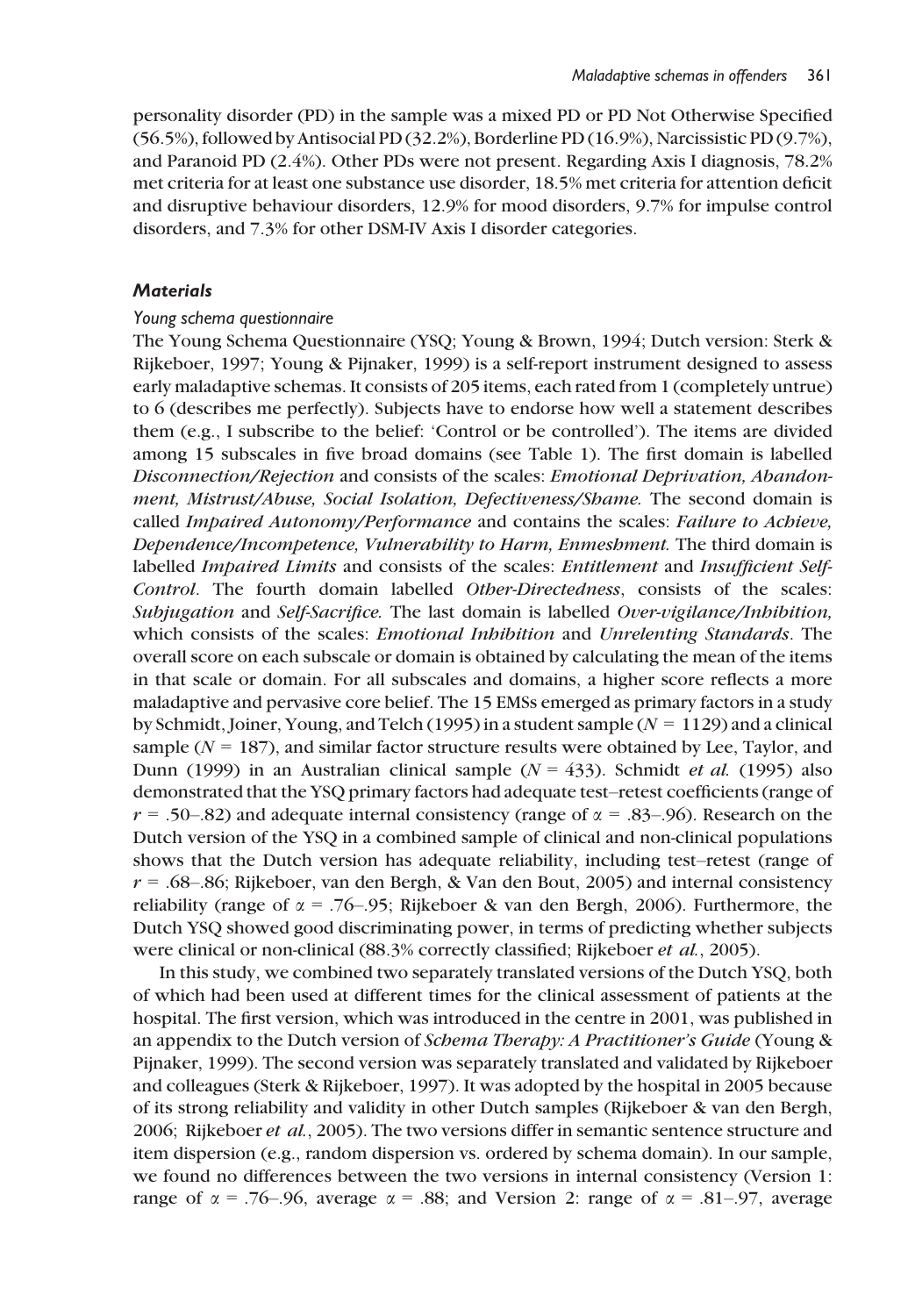personality disorder (PD) in the sample was a mixed PD or PD Not Otherwise Specified (56.5%), followed by Antisocial PD (32.2%), Borderline PD (16.9%), Narcissistic PD (9.7%), and Paranoid PD (2.4%). Other PDs were not present. Regarding Axis I diagnosis, 78.2% met criteria for at least one substance use disorder, 18.5% met criteria for attention deficit and disruptive behaviour disorders, 12.9% for mood disorders, 9.7% for impulse control disorders, and 7.3% for other DSM-IV Axis I disorder categories.

### *Materials*

#### *Young schema questionnaire*

The Young Schema Questionnaire (YSQ; Young & Brown, 1994; Dutch version: Sterk & Rijkeboer, 1997; Young & Pijnaker, 1999) is a self-report instrument designed to assess early maladaptive schemas. It consists of 205 items, each rated from 1 (completely untrue) to 6 (describes me perfectly). Subjects have to endorse how well a statement describes them (e.g., I subscribe to the belief: 'Control or be controlled'). The items are divided among 15 subscales in five broad domains (see Table 1). The first domain is labelled *Disconnection/Rejection* and consists of the scales: *Emotional Deprivation, Abandonment, Mistrust/Abuse, Social Isolation, Defectiveness/Shame.* The second domain is called *Impaired Autonomy/Performance* and contains the scales: *Failure to Achieve, Dependence/Incompetence, Vulnerability to Harm, Enmeshment.* The third domain is labelled *Impaired Limits* and consists of the scales: *Entitlement* and *Insufficient Self-Control*. The fourth domain labelled *Other-Directedness*, consists of the scales: *Subjugation* and *Self-Sacrifice.* The last domain is labelled *Over-vigilance/Inhibition,* which consists of the scales: *Emotional Inhibition* and *Unrelenting Standards*. The overall score on each subscale or domain is obtained by calculating the mean of the items in that scale or domain. For all subscales and domains, a higher score reflects a more maladaptive and pervasive core belief. The 15 EMSs emerged as primary factors in a study by Schmidt, Joiner, Young, and Telch (1995) in a student sample ($N = 1129$) and a clinical sample ($N = 187$), and similar factor structure results were obtained by Lee, Taylor, and Dunn (1999) in an Australian clinical sample ($N = 433$). Schmidt *et al.* (1995) also demonstrated that the YSQ primary factors had adequate test–retest coefficients (range of $r = .50$–$.82$) and adequate internal consistency (range of $\alpha = .83$–$.96$). Research on the Dutch version of the YSQ in a combined sample of clinical and non-clinical populations shows that the Dutch version has adequate reliability, including test–retest (range of $r = .68$–$.86$; Rijkeboer, van den Bergh, & Van den Bout, 2005) and internal consistency reliability (range of $\alpha = .76$–$.95$; Rijkeboer & van den Bergh, 2006). Furthermore, the Dutch YSQ showed good discriminating power, in terms of predicting whether subjects were clinical or non-clinical (88.3% correctly classified; Rijkeboer *et al.*, 2005).

In this study, we combined two separately translated versions of the Dutch YSQ, both of which had been used at different times for the clinical assessment of patients at the hospital. The first version, which was introduced in the centre in 2001, was published in an appendix to the Dutch version of *Schema Therapy: A Practitioner's Guide* (Young & Pijnaker, 1999). The second version was separately translated and validated by Rijkeboer and colleagues (Sterk & Rijkeboer, 1997). It was adopted by the hospital in 2005 because of its strong reliability and validity in other Dutch samples (Rijkeboer & van den Bergh, 2006; Rijkeboer *et al.*, 2005). The two versions differ in semantic sentence structure and item dispersion (e.g., random dispersion vs. ordered by schema domain). In our sample, we found no differences between the two versions in internal consistency (Version 1: range of $\alpha = .76$–$.96$, average $\alpha = .88$; and Version 2: range of $\alpha = .81$–$.97$, average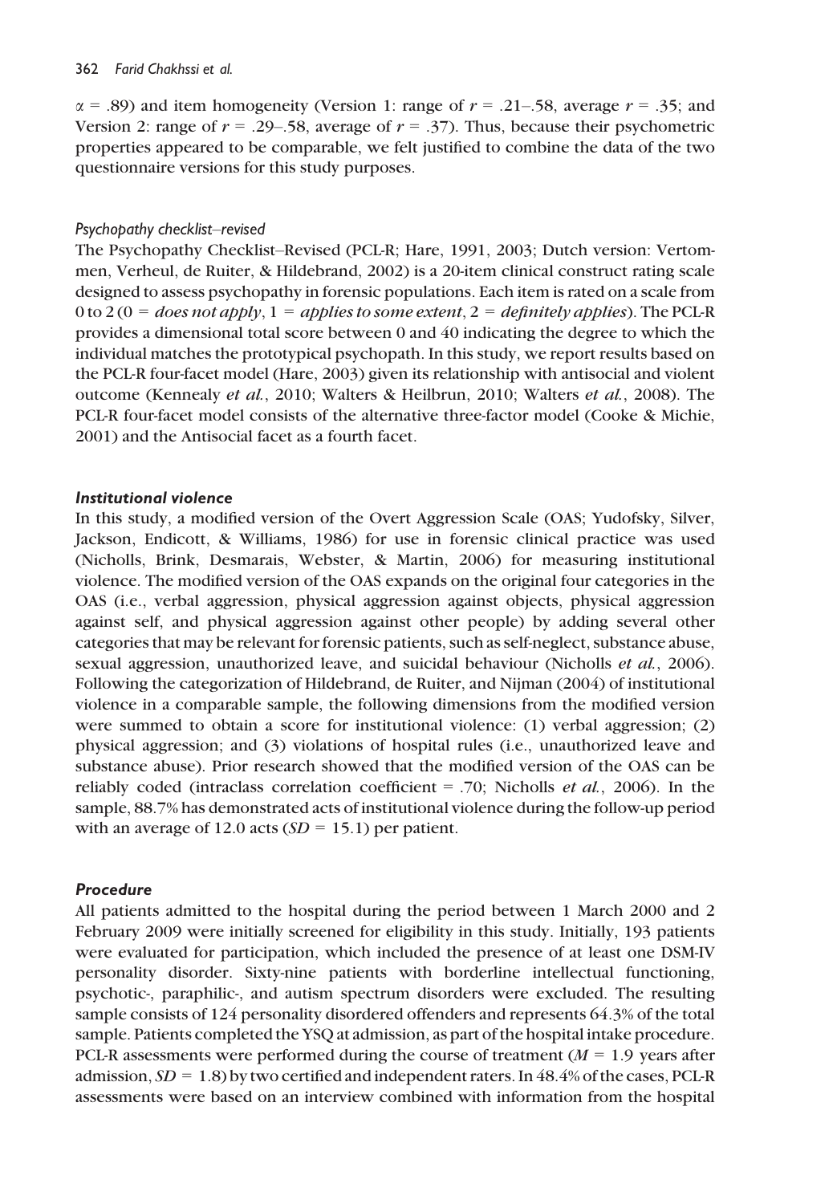$\alpha$ = .89) and item homogeneity (Version 1: range of $r$ = .21–.58, average $r$ = .35; and Version 2: range of $r$ = .29–.58, average of $r$ = .37). Thus, because their psychometric properties appeared to be comparable, we felt justified to combine the data of the two questionnaire versions for this study purposes.

#### *Psychopathy checklist–revised*

The Psychopathy Checklist–Revised (PCL-R; Hare, 1991, 2003; Dutch version: Vertommen, Verheul, de Ruiter, & Hildebrand, 2002) is a 20-item clinical construct rating scale designed to assess psychopathy in forensic populations. Each item is rated on a scale from 0 to 2 (0 = *does not apply*, 1 = *applies to some extent*, 2 = *definitely applies*). The PCL-R provides a dimensional total score between 0 and 40 indicating the degree to which the individual matches the prototypical psychopath. In this study, we report results based on the PCL-R four-facet model (Hare, 2003) given its relationship with antisocial and violent outcome (Kennealy *et al.*, 2010; Walters & Heilbrun, 2010; Walters *et al.*, 2008). The PCL-R four-facet model consists of the alternative three-factor model (Cooke & Michie, 2001) and the Antisocial facet as a fourth facet.

### *Institutional violence*

In this study, a modified version of the Overt Aggression Scale (OAS; Yudofsky, Silver, Jackson, Endicott, & Williams, 1986) for use in forensic clinical practice was used (Nicholls, Brink, Desmarais, Webster, & Martin, 2006) for measuring institutional violence. The modified version of the OAS expands on the original four categories in the OAS (i.e., verbal aggression, physical aggression against objects, physical aggression against self, and physical aggression against other people) by adding several other categories that may be relevant for forensic patients, such as self-neglect, substance abuse, sexual aggression, unauthorized leave, and suicidal behaviour (Nicholls *et al.*, 2006). Following the categorization of Hildebrand, de Ruiter, and Nijman (2004) of institutional violence in a comparable sample, the following dimensions from the modified version were summed to obtain a score for institutional violence: (1) verbal aggression; (2) physical aggression; and (3) violations of hospital rules (i.e., unauthorized leave and substance abuse). Prior research showed that the modified version of the OAS can be reliably coded (intraclass correlation coefficient = .70; Nicholls *et al.*, 2006). In the sample, 88.7% has demonstrated acts of institutional violence during the follow-up period with an average of 12.0 acts ($SD$ = 15.1) per patient.

### *Procedure*

All patients admitted to the hospital during the period between 1 March 2000 and 2 February 2009 were initially screened for eligibility in this study. Initially, 193 patients were evaluated for participation, which included the presence of at least one DSM-IV personality disorder. Sixty-nine patients with borderline intellectual functioning, psychotic-, paraphilic-, and autism spectrum disorders were excluded. The resulting sample consists of 124 personality disordered offenders and represents 64.3% of the total sample. Patients completed the YSQ at admission, as part of the hospital intake procedure. PCL-R assessments were performed during the course of treatment ($M$ = 1.9 years after admission, $SD$ = 1.8) by two certified and independent raters. In 48.4% of the cases, PCL-R assessments were based on an interview combined with information from the hospital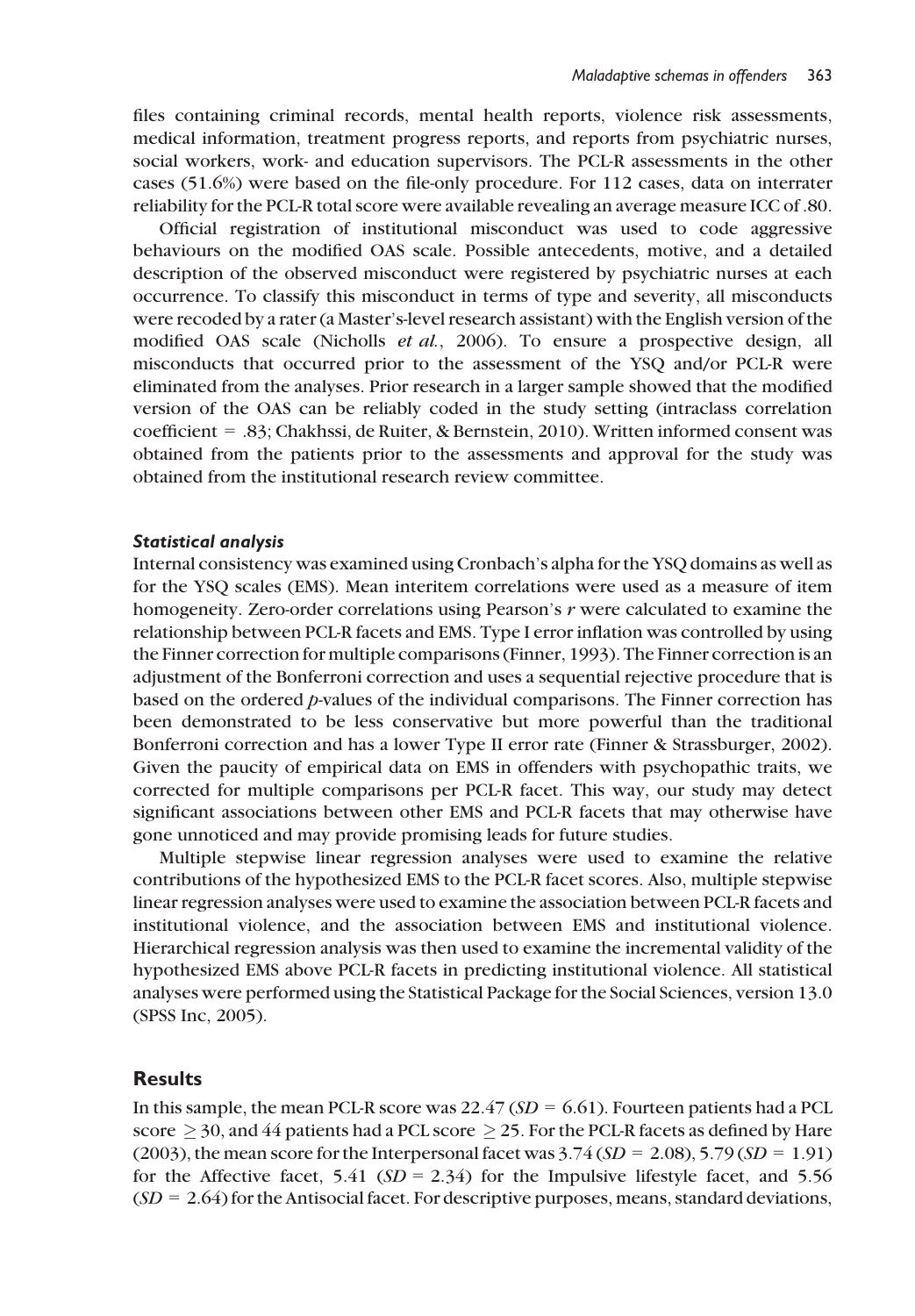files containing criminal records, mental health reports, violence risk assessments, medical information, treatment progress reports, and reports from psychiatric nurses, social workers, work- and education supervisors. The PCL-R assessments in the other cases (51.6%) were based on the file-only procedure. For 112 cases, data on interrater reliability for the PCL-R total score were available revealing an average measure ICC of .80.

Official registration of institutional misconduct was used to code aggressive behaviours on the modified OAS scale. Possible antecedents, motive, and a detailed description of the observed misconduct were registered by psychiatric nurses at each occurrence. To classify this misconduct in terms of type and severity, all misconducts were recoded by a rater (a Master's-level research assistant) with the English version of the modified OAS scale (Nicholls *et al.*, 2006). To ensure a prospective design, all misconducts that occurred prior to the assessment of the YSQ and/or PCL-R were eliminated from the analyses. Prior research in a larger sample showed that the modified version of the OAS can be reliably coded in the study setting (intraclass correlation coefficient = .83; Chakhssi, de Ruiter, & Bernstein, 2010). Written informed consent was obtained from the patients prior to the assessments and approval for the study was obtained from the institutional research review committee.

### *Statistical analysis*

Internal consistency was examined using Cronbach's alpha for the YSQ domains as well as for the YSQ scales (EMS). Mean interitem correlations were used as a measure of item homogeneity. Zero-order correlations using Pearson's $r$ were calculated to examine the relationship between PCL-R facets and EMS. Type I error inflation was controlled by using the Finner correction for multiple comparisons (Finner, 1993). The Finner correction is an adjustment of the Bonferroni correction and uses a sequential rejective procedure that is based on the ordered $p$-values of the individual comparisons. The Finner correction has been demonstrated to be less conservative but more powerful than the traditional Bonferroni correction and has a lower Type II error rate (Finner & Strassburger, 2002). Given the paucity of empirical data on EMS in offenders with psychopathic traits, we corrected for multiple comparisons per PCL-R facet. This way, our study may detect significant associations between other EMS and PCL-R facets that may otherwise have gone unnoticed and may provide promising leads for future studies.

Multiple stepwise linear regression analyses were used to examine the relative contributions of the hypothesized EMS to the PCL-R facet scores. Also, multiple stepwise linear regression analyses were used to examine the association between PCL-R facets and institutional violence, and the association between EMS and institutional violence. Hierarchical regression analysis was then used to examine the incremental validity of the hypothesized EMS above PCL-R facets in predicting institutional violence. All statistical analyses were performed using the Statistical Package for the Social Sciences, version 13.0 (SPSS Inc, 2005).

## Results

In this sample, the mean PCL-R score was 22.47 ($SD$ = 6.61). Fourteen patients had a PCL score $\geq$ 30, and 44 patients had a PCL score $\geq$ 25. For the PCL-R facets as defined by Hare (2003), the mean score for the Interpersonal facet was 3.74 ($SD$ = 2.08), 5.79 ($SD$ = 1.91) for the Affective facet, 5.41 ($SD$ = 2.34) for the Impulsive lifestyle facet, and 5.56 ($SD$ = 2.64) for the Antisocial facet. For descriptive purposes, means, standard deviations,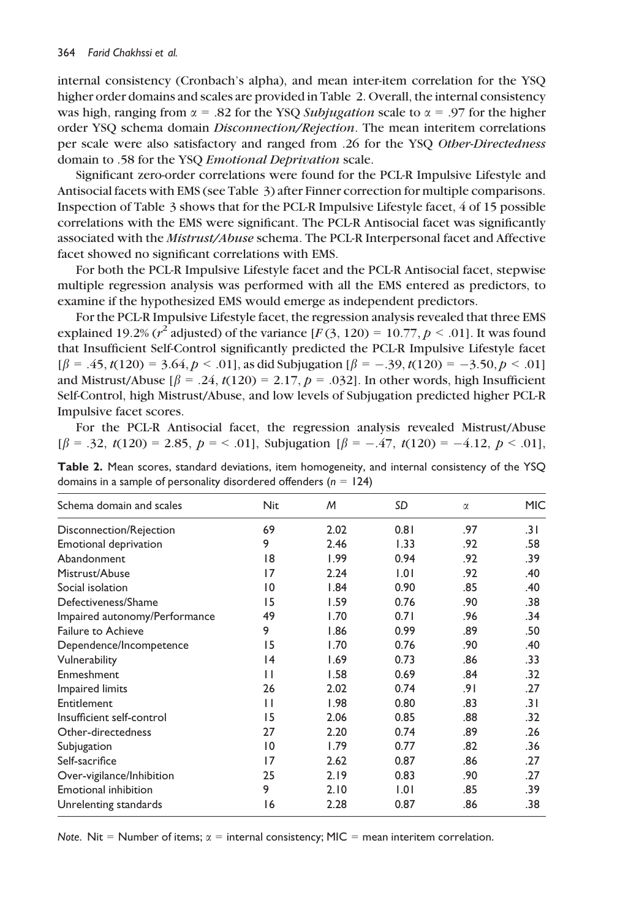internal consistency (Cronbach's alpha), and mean inter-item correlation for the YSQ higher order domains and scales are provided in Table 2. Overall, the internal consistency was high, ranging from $\alpha = .82$ for the YSQ *Subjugation* scale to $\alpha = .97$ for the higher order YSQ schema domain *Disconnection/Rejection*. The mean interitem correlations per scale were also satisfactory and ranged from .26 for the YSQ *Other-Directedness* domain to .58 for the YSQ *Emotional Deprivation* scale.

Significant zero-order correlations were found for the PCL-R Impulsive Lifestyle and Antisocial facets with EMS (see Table 3) after Finner correction for multiple comparisons. Inspection of Table 3 shows that for the PCL-R Impulsive Lifestyle facet, 4 of 15 possible correlations with the EMS were significant. The PCL-R Antisocial facet was significantly associated with the *Mistrust/Abuse* schema. The PCL-R Interpersonal facet and Affective facet showed no significant correlations with EMS.

For both the PCL-R Impulsive Lifestyle facet and the PCL-R Antisocial facet, stepwise multiple regression analysis was performed with all the EMS entered as predictors, to examine if the hypothesized EMS would emerge as independent predictors.

For the PCL-R Impulsive Lifestyle facet, the regression analysis revealed that three EMS explained 19.2% ($r^2$ adjusted) of the variance [$F(3, 120) = 10.77, p < .01$]. It was found that Insufficient Self-Control significantly predicted the PCL-R Impulsive Lifestyle facet [$\beta = .45, t(120) = 3.64, p < .01$], as did Subjugation [$\beta = -.39, t(120) = -3.50, p < .01$] and Mistrust/Abuse [$\beta = .24, t(120) = 2.17, p = .032$]. In other words, high Insufficient Self-Control, high Mistrust/Abuse, and low levels of Subjugation predicted higher PCL-R Impulsive facet scores.

For the PCL-R Antisocial facet, the regression analysis revealed Mistrust/Abuse [$\beta = .32, t(120) = 2.85, p = < .01$], Subjugation [$\beta = -.47, t(120) = -4.12, p < .01$],

**Table 2.** Mean scores, standard deviations, item homogeneity, and internal consistency of the YSQ domains in a sample of personality disordered offenders ($n = 124$)

| Schema domain and scales | Nit | $M$ | $SD$ | $\alpha$ | MIC |
|---|---|---|---|---|---|
| Disconnection/Rejection | 69 | 2.02 | 0.81 | .97 | .31 |
| Emotional deprivation | 9 | 2.46 | 1.33 | .92 | .58 |
| Abandonment | 18 | 1.99 | 0.94 | .92 | .39 |
| Mistrust/Abuse | 17 | 2.24 | 1.01 | .92 | .40 |
| Social isolation | 10 | 1.84 | 0.90 | .85 | .40 |
| Defectiveness/Shame | 15 | 1.59 | 0.76 | .90 | .38 |
| Impaired autonomy/Performance | 49 | 1.70 | 0.71 | .96 | .34 |
| Failure to Achieve | 9 | 1.86 | 0.99 | .89 | .50 |
| Dependence/Incompetence | 15 | 1.70 | 0.76 | .90 | .40 |
| Vulnerability | 14 | 1.69 | 0.73 | .86 | .33 |
| Enmeshment | 11 | 1.58 | 0.69 | .84 | .32 |
| Impaired limits | 26 | 2.02 | 0.74 | .91 | .27 |
| Entitlement | 11 | 1.98 | 0.80 | .83 | .31 |
| Insufficient self-control | 15 | 2.06 | 0.85 | .88 | .32 |
| Other-directedness | 27 | 2.20 | 0.74 | .89 | .26 |
| Subjugation | 10 | 1.79 | 0.77 | .82 | .36 |
| Self-sacrifice | 17 | 2.62 | 0.87 | .86 | .27 |
| Over-vigilance/Inhibition | 25 | 2.19 | 0.83 | .90 | .27 |
| Emotional inhibition | 9 | 2.10 | 1.01 | .85 | .39 |
| Unrelenting standards | 16 | 2.28 | 0.87 | .86 | .38 |

*Note*. Nit = Number of items; $\alpha$ = internal consistency; MIC = mean interitem correlation.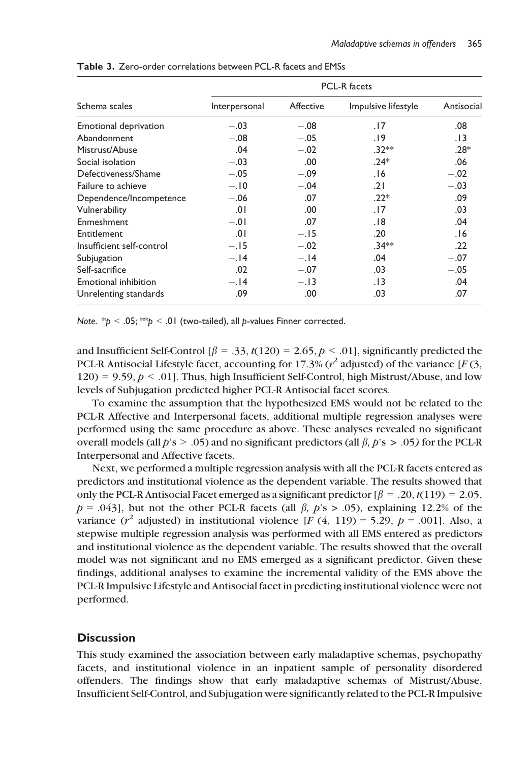**Table 3.** Zero-order correlations between PCL-R facets and EMSs

| Schema scales | PCL-R facets | | | |
|---|---|---|---|---|
| | Interpersonal | Affective | Impulsive lifestyle | Antisocial |
| Emotional deprivation | −.03 | −.08 | .17 | .08 |
| Abandonment | −.08 | −.05 | .19 | .13 |
| Mistrust/Abuse | .04 | −.02 | .32** | .28* |
| Social isolation | −.03 | .00 | .24* | .06 |
| Defectiveness/Shame | −.05 | −.09 | .16 | −.02 |
| Failure to achieve | −.10 | −.04 | .21 | −.03 |
| Dependence/Incompetence | −.06 | .07 | .22* | .09 |
| Vulnerability | .01 | .00 | .17 | .03 |
| Enmeshment | −.01 | .07 | .18 | .04 |
| Entitlement | .01 | −.15 | .20 | .16 |
| Insufficient self-control | −.15 | −.02 | .34** | .22 |
| Subjugation | −.14 | −.14 | .04 | −.07 |
| Self-sacrifice | .02 | −.07 | .03 | −.05 |
| Emotional inhibition | −.14 | −.13 | .13 | .04 |
| Unrelenting standards | .09 | .00 | .03 | .07 |

*Note.* *$p < .05$; **$p < .01$ (two-tailed), all $p$-values Finner corrected.

and Insufficient Self-Control [$\beta = .33$, $t(120) = 2.65$, $p < .01$], significantly predicted the PCL-R Antisocial Lifestyle facet, accounting for 17.3% ($r^2$ adjusted) of the variance [$F(3, 120) = 9.59$, $p < .01$]. Thus, high Insufficient Self-Control, high Mistrust/Abuse, and low levels of Subjugation predicted higher PCL-R Antisocial facet scores.

To examine the assumption that the hypothesized EMS would not be related to the PCL-R Affective and Interpersonal facets, additional multiple regression analyses were performed using the same procedure as above. These analyses revealed no significant overall models (all $p$'s $> .05$) and no significant predictors (all $\beta$, $p$'s $> .05$) for the PCL-R Interpersonal and Affective facets.

Next, we performed a multiple regression analysis with all the PCL-R facets entered as predictors and institutional violence as the dependent variable. The results showed that only the PCL-R Antisocial Facet emerged as a significant predictor [$\beta = .20$, $t(119) = 2.05$, $p = .043$], but not the other PCL-R facets (all $\beta$, $p$'s $> .05$), explaining 12.2% of the variance ($r^2$ adjusted) in institutional violence [$F(4, 119) = 5.29$, $p = .001$]. Also, a stepwise multiple regression analysis was performed with all EMS entered as predictors and institutional violence as the dependent variable. The results showed that the overall model was not significant and no EMS emerged as a significant predictor. Given these findings, additional analyses to examine the incremental validity of the EMS above the PCL-R Impulsive Lifestyle and Antisocial facet in predicting institutional violence were not performed.

## Discussion

This study examined the association between early maladaptive schemas, psychopathy facets, and institutional violence in an inpatient sample of personality disordered offenders. The findings show that early maladaptive schemas of Mistrust/Abuse, Insufficient Self-Control, and Subjugation were significantly related to the PCL-R Impulsive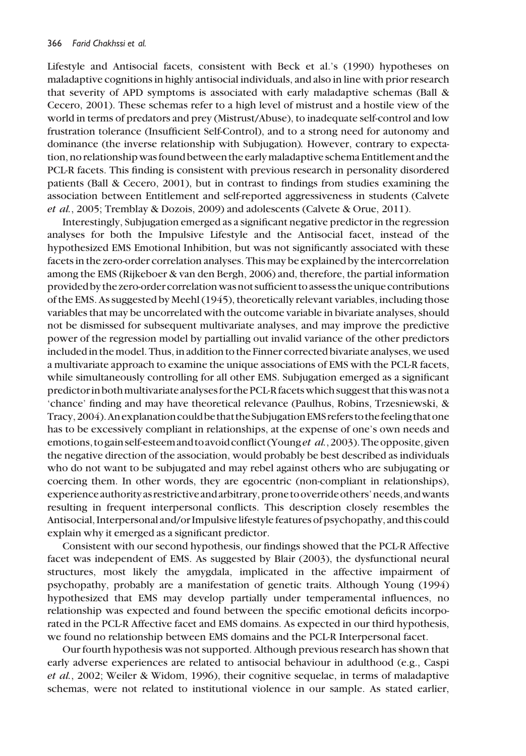Lifestyle and Antisocial facets, consistent with Beck et al.'s (1990) hypotheses on maladaptive cognitions in highly antisocial individuals, and also in line with prior research that severity of APD symptoms is associated with early maladaptive schemas (Ball & Cecero, 2001). These schemas refer to a high level of mistrust and a hostile view of the world in terms of predators and prey (Mistrust/Abuse), to inadequate self-control and low frustration tolerance (Insufficient Self-Control), and to a strong need for autonomy and dominance (the inverse relationship with Subjugation). However, contrary to expectation, no relationship was found between the early maladaptive schema Entitlement and the PCL-R facets. This finding is consistent with previous research in personality disordered patients (Ball & Cecero, 2001), but in contrast to findings from studies examining the association between Entitlement and self-reported aggressiveness in students (Calvete *et al.*, 2005; Tremblay & Dozois, 2009) and adolescents (Calvete & Orue, 2011).

Interestingly, Subjugation emerged as a significant negative predictor in the regression analyses for both the Impulsive Lifestyle and the Antisocial facet, instead of the hypothesized EMS Emotional Inhibition, but was not significantly associated with these facets in the zero-order correlation analyses. This may be explained by the intercorrelation among the EMS (Rijkeboer & van den Bergh, 2006) and, therefore, the partial information provided by the zero-order correlation was not sufficient to assess the unique contributions of the EMS. As suggested by Meehl (1945), theoretically relevant variables, including those variables that may be uncorrelated with the outcome variable in bivariate analyses, should not be dismissed for subsequent multivariate analyses, and may improve the predictive power of the regression model by partialling out invalid variance of the other predictors included in the model. Thus, in addition to the Finner corrected bivariate analyses, we used a multivariate approach to examine the unique associations of EMS with the PCL-R facets, while simultaneously controlling for all other EMS. Subjugation emerged as a significant predictor in both multivariate analyses for the PCL-R facets which suggest that this was not a 'chance' finding and may have theoretical relevance (Paulhus, Robins, Trzesniewski, & Tracy, 2004). An explanation could be that the Subjugation EMS refers to the feeling that one has to be excessively compliant in relationships, at the expense of one's own needs and emotions, to gain self-esteem and to avoid conflict (Young *et al.*, 2003). The opposite, given the negative direction of the association, would probably be best described as individuals who do not want to be subjugated and may rebel against others who are subjugating or coercing them. In other words, they are egocentric (non-compliant in relationships), experience authority as restrictive and arbitrary, prone to override others' needs, and wants resulting in frequent interpersonal conflicts. This description closely resembles the Antisocial, Interpersonal and/or Impulsive lifestyle features of psychopathy, and this could explain why it emerged as a significant predictor.

Consistent with our second hypothesis, our findings showed that the PCL-R Affective facet was independent of EMS. As suggested by Blair (2003), the dysfunctional neural structures, most likely the amygdala, implicated in the affective impairment of psychopathy, probably are a manifestation of genetic traits. Although Young (1994) hypothesized that EMS may develop partially under temperamental influences, no relationship was expected and found between the specific emotional deficits incorporated in the PCL-R Affective facet and EMS domains. As expected in our third hypothesis, we found no relationship between EMS domains and the PCL-R Interpersonal facet.

Our fourth hypothesis was not supported. Although previous research has shown that early adverse experiences are related to antisocial behaviour in adulthood (e.g., Caspi *et al.*, 2002; Weiler & Widom, 1996), their cognitive sequelae, in terms of maladaptive schemas, were not related to institutional violence in our sample. As stated earlier,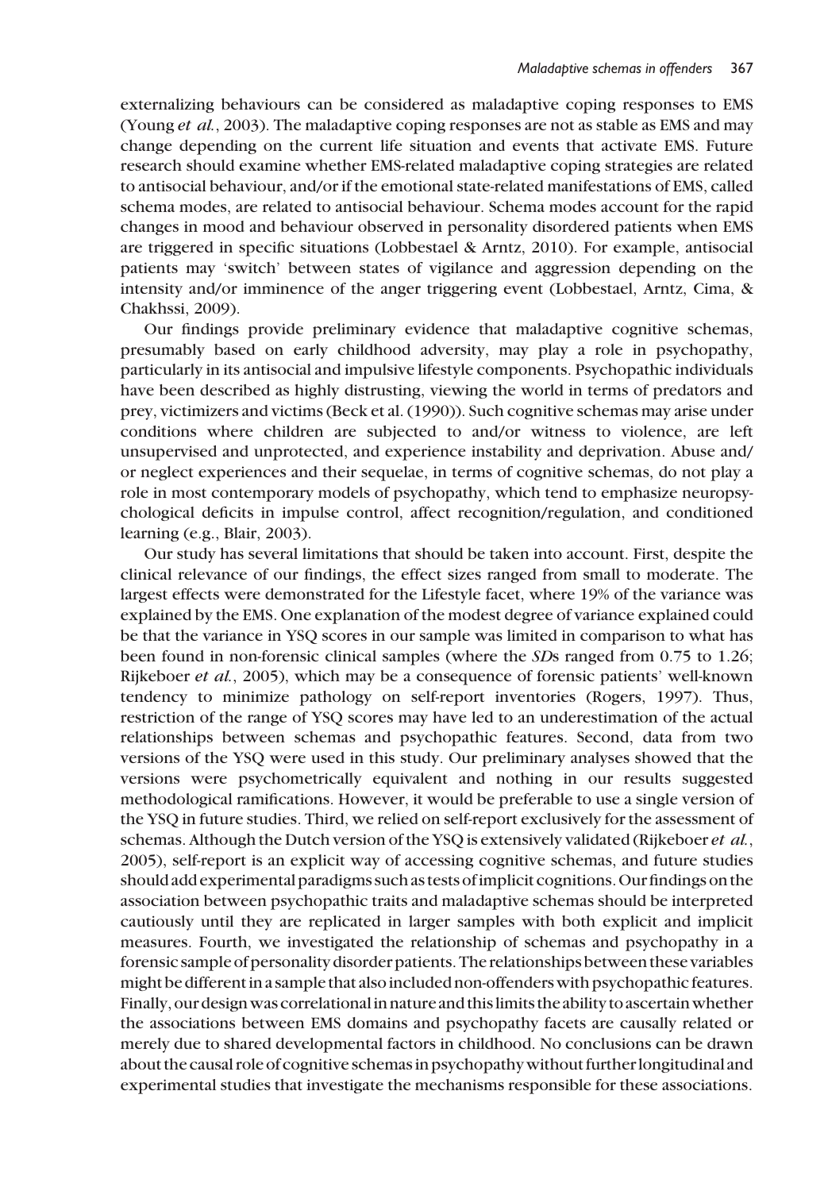externalizing behaviours can be considered as maladaptive coping responses to EMS (Young *et al.*, 2003). The maladaptive coping responses are not as stable as EMS and may change depending on the current life situation and events that activate EMS. Future research should examine whether EMS-related maladaptive coping strategies are related to antisocial behaviour, and/or if the emotional state-related manifestations of EMS, called schema modes, are related to antisocial behaviour. Schema modes account for the rapid changes in mood and behaviour observed in personality disordered patients when EMS are triggered in specific situations (Lobbestael & Arntz, 2010). For example, antisocial patients may 'switch' between states of vigilance and aggression depending on the intensity and/or imminence of the anger triggering event (Lobbestael, Arntz, Cima, & Chakhssi, 2009).

Our findings provide preliminary evidence that maladaptive cognitive schemas, presumably based on early childhood adversity, may play a role in psychopathy, particularly in its antisocial and impulsive lifestyle components. Psychopathic individuals have been described as highly distrusting, viewing the world in terms of predators and prey, victimizers and victims (Beck et al. (1990)). Such cognitive schemas may arise under conditions where children are subjected to and/or witness to violence, are left unsupervised and unprotected, and experience instability and deprivation. Abuse and/ or neglect experiences and their sequelae, in terms of cognitive schemas, do not play a role in most contemporary models of psychopathy, which tend to emphasize neuropsychological deficits in impulse control, affect recognition/regulation, and conditioned learning (e.g., Blair, 2003).

Our study has several limitations that should be taken into account. First, despite the clinical relevance of our findings, the effect sizes ranged from small to moderate. The largest effects were demonstrated for the Lifestyle facet, where 19% of the variance was explained by the EMS. One explanation of the modest degree of variance explained could be that the variance in YSQ scores in our sample was limited in comparison to what has been found in non-forensic clinical samples (where the *SD*s ranged from 0.75 to 1.26; Rijkeboer *et al.*, 2005), which may be a consequence of forensic patients' well-known tendency to minimize pathology on self-report inventories (Rogers, 1997). Thus, restriction of the range of YSQ scores may have led to an underestimation of the actual relationships between schemas and psychopathic features. Second, data from two versions of the YSQ were used in this study. Our preliminary analyses showed that the versions were psychometrically equivalent and nothing in our results suggested methodological ramifications. However, it would be preferable to use a single version of the YSQ in future studies. Third, we relied on self-report exclusively for the assessment of schemas. Although the Dutch version of the YSQ is extensively validated (Rijkeboer *et al.*, 2005), self-report is an explicit way of accessing cognitive schemas, and future studies should add experimental paradigms such as tests of implicit cognitions. Our findings on the association between psychopathic traits and maladaptive schemas should be interpreted cautiously until they are replicated in larger samples with both explicit and implicit measures. Fourth, we investigated the relationship of schemas and psychopathy in a forensic sample of personality disorder patients. The relationships between these variables might be different in a sample that also included non-offenders with psychopathic features. Finally, our design was correlational in nature and this limits the ability to ascertain whether the associations between EMS domains and psychopathy facets are causally related or merely due to shared developmental factors in childhood. No conclusions can be drawn about the causal role of cognitive schemas in psychopathy without further longitudinal and experimental studies that investigate the mechanisms responsible for these associations.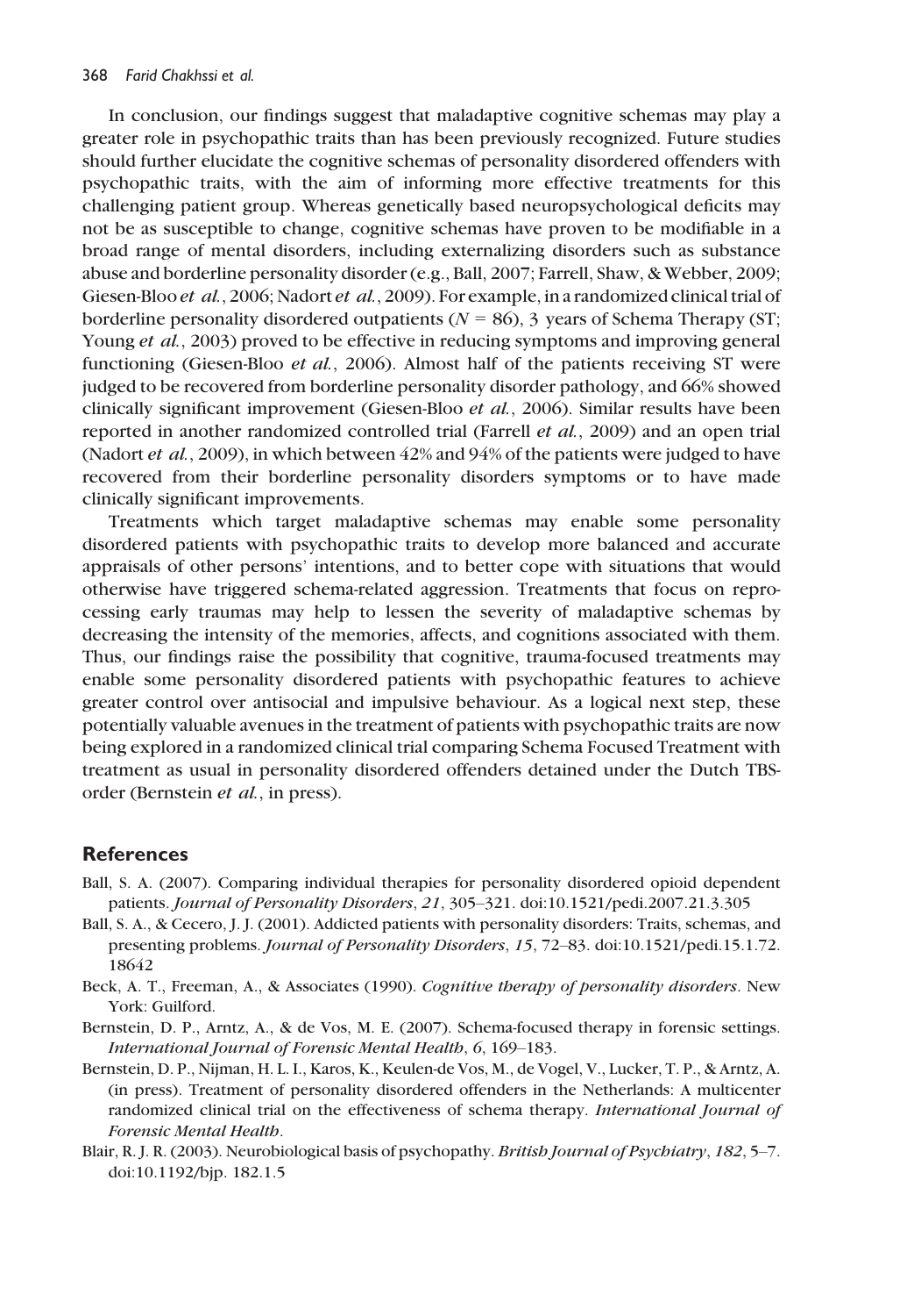In conclusion, our findings suggest that maladaptive cognitive schemas may play a greater role in psychopathic traits than has been previously recognized. Future studies should further elucidate the cognitive schemas of personality disordered offenders with psychopathic traits, with the aim of informing more effective treatments for this challenging patient group. Whereas genetically based neuropsychological deficits may not be as susceptible to change, cognitive schemas have proven to be modifiable in a broad range of mental disorders, including externalizing disorders such as substance abuse and borderline personality disorder (e.g., Ball, 2007; Farrell, Shaw, & Webber, 2009; Giesen-Bloo *et al.*, 2006; Nadort *et al.*, 2009). For example, in a randomized clinical trial of borderline personality disordered outpatients ($N = 86$), 3 years of Schema Therapy (ST; Young *et al.*, 2003) proved to be effective in reducing symptoms and improving general functioning (Giesen-Bloo *et al.*, 2006). Almost half of the patients receiving ST were judged to be recovered from borderline personality disorder pathology, and 66% showed clinically significant improvement (Giesen-Bloo *et al.*, 2006). Similar results have been reported in another randomized controlled trial (Farrell *et al.*, 2009) and an open trial (Nadort *et al.*, 2009), in which between 42% and 94% of the patients were judged to have recovered from their borderline personality disorders symptoms or to have made clinically significant improvements.

Treatments which target maladaptive schemas may enable some personality disordered patients with psychopathic traits to develop more balanced and accurate appraisals of other persons' intentions, and to better cope with situations that would otherwise have triggered schema-related aggression. Treatments that focus on reprocessing early traumas may help to lessen the severity of maladaptive schemas by decreasing the intensity of the memories, affects, and cognitions associated with them. Thus, our findings raise the possibility that cognitive, trauma-focused treatments may enable some personality disordered patients with psychopathic features to achieve greater control over antisocial and impulsive behaviour. As a logical next step, these potentially valuable avenues in the treatment of patients with psychopathic traits are now being explored in a randomized clinical trial comparing Schema Focused Treatment with treatment as usual in personality disordered offenders detained under the Dutch TBS-order (Bernstein *et al.*, in press).

## References

Ball, S. A. (2007). Comparing individual therapies for personality disordered opioid dependent patients. *Journal of Personality Disorders*, *21*, 305–321. doi:10.1521/pedi.2007.21.3.305

Ball, S. A., & Cecero, J. J. (2001). Addicted patients with personality disorders: Traits, schemas, and presenting problems. *Journal of Personality Disorders*, *15*, 72–83. doi:10.1521/pedi.15.1.72.18642

Beck, A. T., Freeman, A., & Associates (1990). *Cognitive therapy of personality disorders*. New York: Guilford.

Bernstein, D. P., Arntz, A., & de Vos, M. E. (2007). Schema-focused therapy in forensic settings. *International Journal of Forensic Mental Health*, *6*, 169–183.

Bernstein, D. P., Nijman, H. L. I., Karos, K., Keulen-de Vos, M., de Vogel, V., Lucker, T. P., & Arntz, A. (in press). Treatment of personality disordered offenders in the Netherlands: A multicenter randomized clinical trial on the effectiveness of schema therapy. *International Journal of Forensic Mental Health*.

Blair, R. J. R. (2003). Neurobiological basis of psychopathy. *British Journal of Psychiatry*, *182*, 5–7. doi:10.1192/bjp. 182.1.5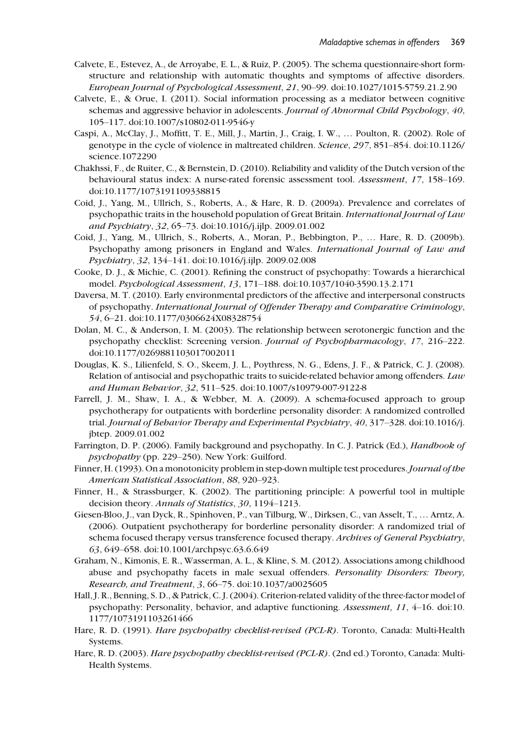Calvete, E., Estevez, A., de Arroyabe, E. L., & Ruiz, P. (2005). The schema questionnaire-short form-structure and relationship with automatic thoughts and symptoms of affective disorders. *European Journal of Psychological Assessment*, *21*, 90–99. doi:10.1027/1015-5759.21.2.90

Calvete, E., & Orue, I. (2011). Social information processing as a mediator between cognitive schemas and aggressive behavior in adolescents. *Journal of Abnormal Child Psychology*, *40*, 105–117. doi:10.1007/s10802-011-9546-y

Caspi, A., McClay, J., Moffitt, T. E., Mill, J., Martin, J., Craig, I. W., … Poulton, R. (2002). Role of genotype in the cycle of violence in maltreated children. *Science*, *297*, 851–854. doi:10.1126/science.1072290

Chakhssi, F., de Ruiter, C., & Bernstein, D. (2010). Reliability and validity of the Dutch version of the behavioural status index: A nurse-rated forensic assessment tool. *Assessment*, *17*, 158–169. doi:10.1177/1073191109338815

Coid, J., Yang, M., Ullrich, S., Roberts, A., & Hare, R. D. (2009a). Prevalence and correlates of psychopathic traits in the household population of Great Britain. *International Journal of Law and Psychiatry*, *32*, 65–73. doi:10.1016/j.ijlp. 2009.01.002

Coid, J., Yang, M., Ullrich, S., Roberts, A., Moran, P., Bebbington, P., … Hare, R. D. (2009b). Psychopathy among prisoners in England and Wales. *International Journal of Law and Psychiatry*, *32*, 134–141. doi:10.1016/j.ijlp. 2009.02.008

Cooke, D. J., & Michie, C. (2001). Refining the construct of psychopathy: Towards a hierarchical model. *Psychological Assessment*, *13*, 171–188. doi:10.1037/1040-3590.13.2.171

Daversa, M. T. (2010). Early environmental predictors of the affective and interpersonal constructs of psychopathy. *International Journal of Offender Therapy and Comparative Criminology*, *54*, 6–21. doi:10.1177/0306624X08328754

Dolan, M. C., & Anderson, I. M. (2003). The relationship between serotonergic function and the psychopathy checklist: Screening version. *Journal of Psychopharmacology*, *17*, 216–222. doi:10.1177/0269881103017002011

Douglas, K. S., Lilienfeld, S. O., Skeem, J. L., Poythress, N. G., Edens, J. F., & Patrick, C. J. (2008). Relation of antisocial and psychopathic traits to suicide-related behavior among offenders. *Law and Human Behavior*, *32*, 511–525. doi:10.1007/s10979-007-9122-8

Farrell, J. M., Shaw, I. A., & Webber, M. A. (2009). A schema-focused approach to group psychotherapy for outpatients with borderline personality disorder: A randomized controlled trial. *Journal of Behavior Therapy and Experimental Psychiatry*, *40*, 317–328. doi:10.1016/j.jbtep. 2009.01.002

Farrington, D. P. (2006). Family background and psychopathy. In C. J. Patrick (Ed.), *Handbook of psychopathy* (pp. 229–250). New York: Guilford.

Finner, H. (1993). On a monotonicity problem in step-down multiple test procedures. *Journal of the American Statistical Association*, *88*, 920–923.

Finner, H., & Strassburger, K. (2002). The partitioning principle: A powerful tool in multiple decision theory. *Annals of Statistics*, *30*, 1194–1213.

Giesen-Bloo, J., van Dyck, R., Spinhoven, P., van Tilburg, W., Dirksen, C., van Asselt, T., … Arntz, A. (2006). Outpatient psychotherapy for borderline personality disorder: A randomized trial of schema focused therapy versus transference focused therapy. *Archives of General Psychiatry*, *63*, 649–658. doi:10.1001/archpsyc.63.6.649

Graham, N., Kimonis, E. R., Wasserman, A. L., & Kline, S. M. (2012). Associations among childhood abuse and psychopathy facets in male sexual offenders. *Personality Disorders: Theory, Research, and Treatment*, *3*, 66–75. doi:10.1037/a0025605

Hall, J. R., Benning, S. D., & Patrick, C. J. (2004). Criterion-related validity of the three-factor model of psychopathy: Personality, behavior, and adaptive functioning. *Assessment*, *11*, 4–16. doi:10. 1177/1073191103261466

Hare, R. D. (1991). *Hare psychopathy checklist-revised (PCL-R)*. Toronto, Canada: Multi-Health Systems.

Hare, R. D. (2003). *Hare psychopathy checklist-revised (PCL-R)*. (2nd ed.) Toronto, Canada: Multi-Health Systems.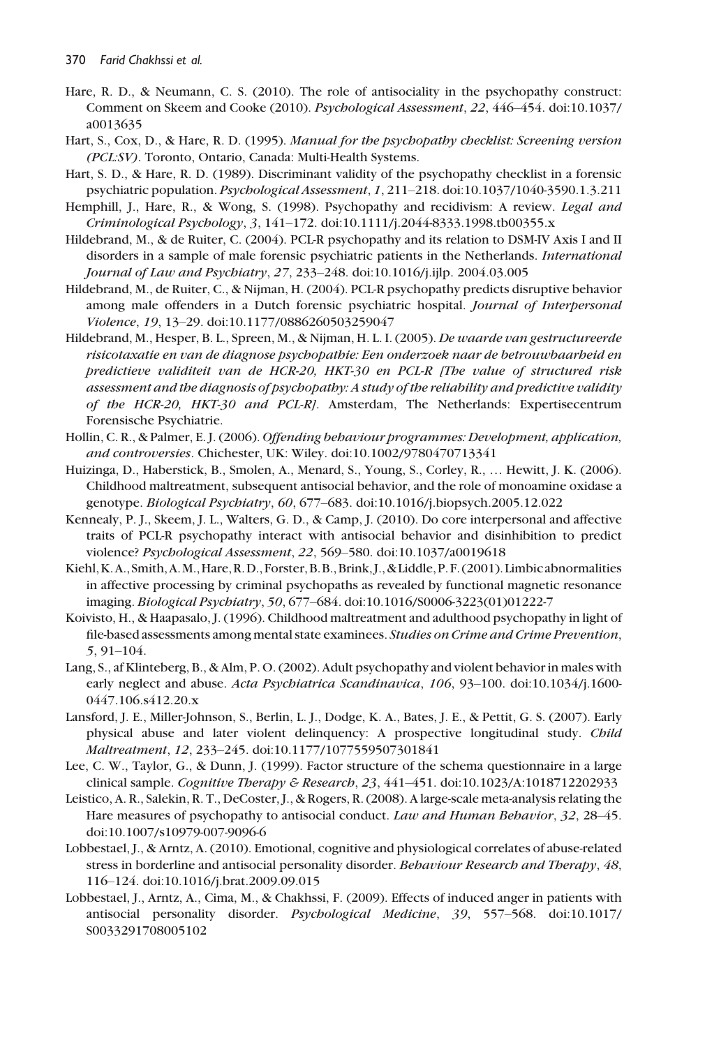Hare, R. D., & Neumann, C. S. (2010). The role of antisociality in the psychopathy construct: Comment on Skeem and Cooke (2010). *Psychological Assessment*, *22*, 446–454. doi:10.1037/a0013635

Hart, S., Cox, D., & Hare, R. D. (1995). *Manual for the psychopathy checklist: Screening version (PCL:SV)*. Toronto, Ontario, Canada: Multi-Health Systems.

Hart, S. D., & Hare, R. D. (1989). Discriminant validity of the psychopathy checklist in a forensic psychiatric population. *Psychological Assessment*, *1*, 211–218. doi:10.1037/1040-3590.1.3.211

Hemphill, J., Hare, R., & Wong, S. (1998). Psychopathy and recidivism: A review. *Legal and Criminological Psychology*, *3*, 141–172. doi:10.1111/j.2044-8333.1998.tb00355.x

Hildebrand, M., & de Ruiter, C. (2004). PCL-R psychopathy and its relation to DSM-IV Axis I and II disorders in a sample of male forensic psychiatric patients in the Netherlands. *International Journal of Law and Psychiatry*, *27*, 233–248. doi:10.1016/j.ijlp. 2004.03.005

Hildebrand, M., de Ruiter, C., & Nijman, H. (2004). PCL-R psychopathy predicts disruptive behavior among male offenders in a Dutch forensic psychiatric hospital. *Journal of Interpersonal Violence*, *19*, 13–29. doi:10.1177/0886260503259047

Hildebrand, M., Hesper, B. L., Spreen, M., & Nijman, H. L. I. (2005). *De waarde van gestructureerde risicotaxatie en van de diagnose psychopathie: Een onderzoek naar de betrouwbaarheid en predictieve validiteit van de HCR-20, HKT-30 en PCL-R [The value of structured risk assessment and the diagnosis of psychopathy: A study of the reliability and predictive validity of the HCR-20, HKT-30 and PCL-R]*. Amsterdam, The Netherlands: Expertisecentrum Forensische Psychiatrie.

Hollin, C. R., & Palmer, E. J. (2006). *Offending behaviour programmes: Development, application, and controversies*. Chichester, UK: Wiley. doi:10.1002/9780470713341

Huizinga, D., Haberstick, B., Smolen, A., Menard, S., Young, S., Corley, R., … Hewitt, J. K. (2006). Childhood maltreatment, subsequent antisocial behavior, and the role of monoamine oxidase a genotype. *Biological Psychiatry*, *60*, 677–683. doi:10.1016/j.biopsych.2005.12.022

Kennealy, P. J., Skeem, J. L., Walters, G. D., & Camp, J. (2010). Do core interpersonal and affective traits of PCL-R psychopathy interact with antisocial behavior and disinhibition to predict violence? *Psychological Assessment*, *22*, 569–580. doi:10.1037/a0019618

Kiehl, K. A., Smith, A. M., Hare, R. D., Forster, B. B., Brink, J., & Liddle, P. F. (2001). Limbic abnormalities in affective processing by criminal psychopaths as revealed by functional magnetic resonance imaging. *Biological Psychiatry*, *50*, 677–684. doi:10.1016/S0006-3223(01)01222-7

Koivisto, H., & Haapasalo, J. (1996). Childhood maltreatment and adulthood psychopathy in light of file-based assessments among mental state examinees. *Studies on Crime and Crime Prevention*, *5*, 91–104.

Lang, S., af Klinteberg, B., & Alm, P. O. (2002). Adult psychopathy and violent behavior in males with early neglect and abuse. *Acta Psychiatrica Scandinavica*, *106*, 93–100. doi:10.1034/j.1600-0447.106.s412.20.x

Lansford, J. E., Miller-Johnson, S., Berlin, L. J., Dodge, K. A., Bates, J. E., & Pettit, G. S. (2007). Early physical abuse and later violent delinquency: A prospective longitudinal study. *Child Maltreatment*, *12*, 233–245. doi:10.1177/1077559507301841

Lee, C. W., Taylor, G., & Dunn, J. (1999). Factor structure of the schema questionnaire in a large clinical sample. *Cognitive Therapy & Research*, *23*, 441–451. doi:10.1023/A:1018712202933

Leistico, A. R., Salekin, R. T., DeCoster, J., & Rogers, R. (2008). A large-scale meta-analysis relating the Hare measures of psychopathy to antisocial conduct. *Law and Human Behavior*, *32*, 28–45. doi:10.1007/s10979-007-9096-6

Lobbestael, J., & Arntz, A. (2010). Emotional, cognitive and physiological correlates of abuse-related stress in borderline and antisocial personality disorder. *Behaviour Research and Therapy*, *48*, 116–124. doi:10.1016/j.brat.2009.09.015

Lobbestael, J., Arntz, A., Cima, M., & Chakhssi, F. (2009). Effects of induced anger in patients with antisocial personality disorder. *Psychological Medicine*, *39*, 557–568. doi:10.1017/S0033291708005102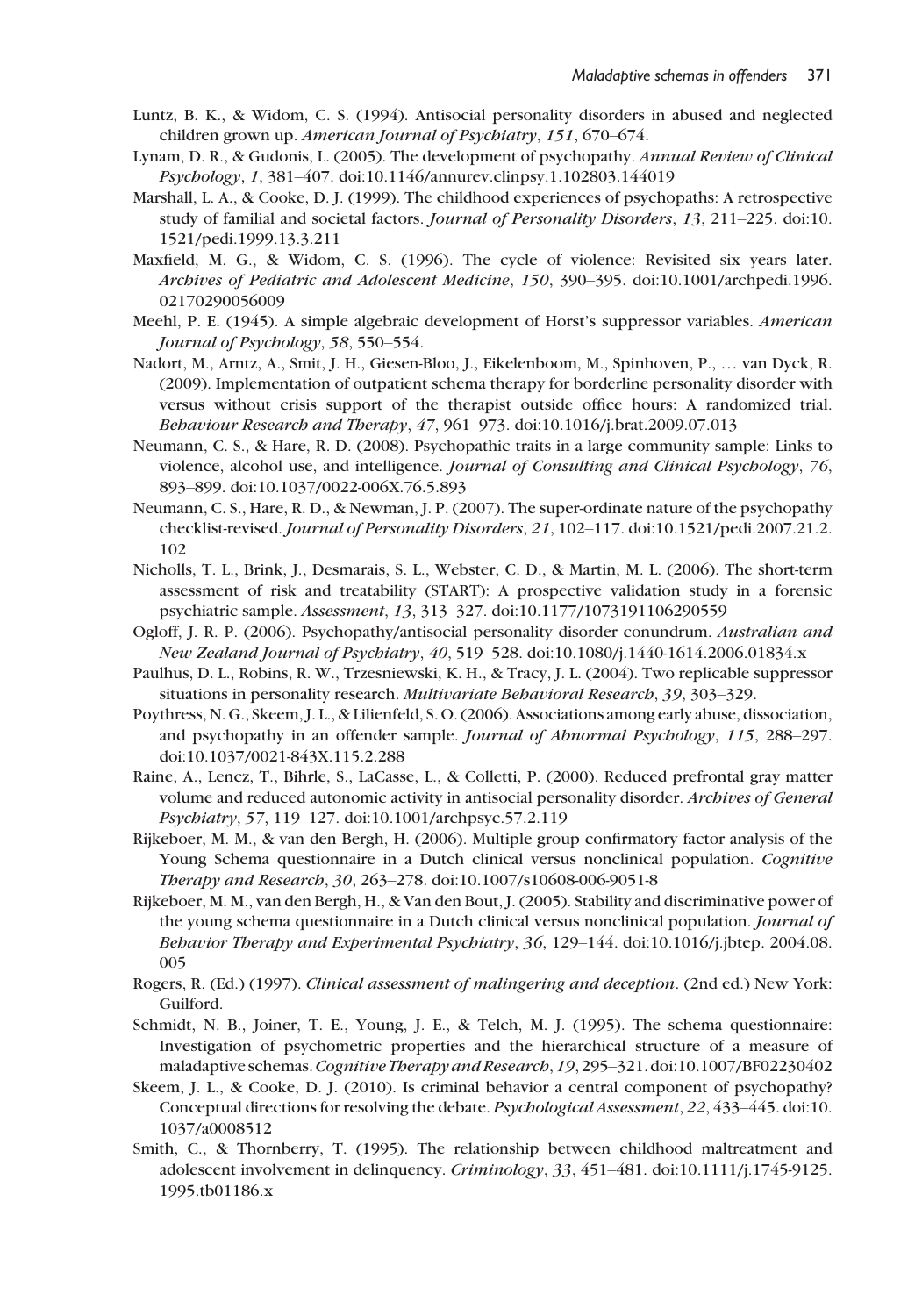Luntz, B. K., & Widom, C. S. (1994). Antisocial personality disorders in abused and neglected children grown up. *American Journal of Psychiatry*, *151*, 670–674.

Lynam, D. R., & Gudonis, L. (2005). The development of psychopathy. *Annual Review of Clinical Psychology*, *1*, 381–407. doi:10.1146/annurev.clinpsy.1.102803.144019

Marshall, L. A., & Cooke, D. J. (1999). The childhood experiences of psychopaths: A retrospective study of familial and societal factors. *Journal of Personality Disorders*, *13*, 211–225. doi:10.1521/pedi.1999.13.3.211

Maxfield, M. G., & Widom, C. S. (1996). The cycle of violence: Revisited six years later. *Archives of Pediatric and Adolescent Medicine*, *150*, 390–395. doi:10.1001/archpedi.1996.02170290056009

Meehl, P. E. (1945). A simple algebraic development of Horst's suppressor variables. *American Journal of Psychology*, *58*, 550–554.

Nadort, M., Arntz, A., Smit, J. H., Giesen-Bloo, J., Eikelenboom, M., Spinhoven, P., … van Dyck, R. (2009). Implementation of outpatient schema therapy for borderline personality disorder with versus without crisis support of the therapist outside office hours: A randomized trial. *Behaviour Research and Therapy*, *47*, 961–973. doi:10.1016/j.brat.2009.07.013

Neumann, C. S., & Hare, R. D. (2008). Psychopathic traits in a large community sample: Links to violence, alcohol use, and intelligence. *Journal of Consulting and Clinical Psychology*, *76*, 893–899. doi:10.1037/0022-006X.76.5.893

Neumann, C. S., Hare, R. D., & Newman, J. P. (2007). The super-ordinate nature of the psychopathy checklist-revised. *Journal of Personality Disorders*, *21*, 102–117. doi:10.1521/pedi.2007.21.2.102

Nicholls, T. L., Brink, J., Desmarais, S. L., Webster, C. D., & Martin, M. L. (2006). The short-term assessment of risk and treatability (START): A prospective validation study in a forensic psychiatric sample. *Assessment*, *13*, 313–327. doi:10.1177/1073191106290559

Ogloff, J. R. P. (2006). Psychopathy/antisocial personality disorder conundrum. *Australian and New Zealand Journal of Psychiatry*, *40*, 519–528. doi:10.1080/j.1440-1614.2006.01834.x

Paulhus, D. L., Robins, R. W., Trzesniewski, K. H., & Tracy, J. L. (2004). Two replicable suppressor situations in personality research. *Multivariate Behavioral Research*, *39*, 303–329.

Poythress, N. G., Skeem, J. L., & Lilienfeld, S. O. (2006). Associations among early abuse, dissociation, and psychopathy in an offender sample. *Journal of Abnormal Psychology*, *115*, 288–297. doi:10.1037/0021-843X.115.2.288

Raine, A., Lencz, T., Bihrle, S., LaCasse, L., & Colletti, P. (2000). Reduced prefrontal gray matter volume and reduced autonomic activity in antisocial personality disorder. *Archives of General Psychiatry*, *57*, 119–127. doi:10.1001/archpsyc.57.2.119

Rijkeboer, M. M., & van den Bergh, H. (2006). Multiple group confirmatory factor analysis of the Young Schema questionnaire in a Dutch clinical versus nonclinical population. *Cognitive Therapy and Research*, *30*, 263–278. doi:10.1007/s10608-006-9051-8

Rijkeboer, M. M., van den Bergh, H., & Van den Bout, J. (2005). Stability and discriminative power of the young schema questionnaire in a Dutch clinical versus nonclinical population. *Journal of Behavior Therapy and Experimental Psychiatry*, *36*, 129–144. doi:10.1016/j.jbtep.2004.08.005

Rogers, R. (Ed.) (1997). *Clinical assessment of malingering and deception*. (2nd ed.) New York: Guilford.

Schmidt, N. B., Joiner, T. E., Young, J. E., & Telch, M. J. (1995). The schema questionnaire: Investigation of psychometric properties and the hierarchical structure of a measure of maladaptive schemas. *Cognitive Therapy and Research*, *19*, 295–321. doi:10.1007/BF02230402

Skeem, J. L., & Cooke, D. J. (2010). Is criminal behavior a central component of psychopathy? Conceptual directions for resolving the debate. *Psychological Assessment*, *22*, 433–445. doi:10.1037/a0008512

Smith, C., & Thornberry, T. (1995). The relationship between childhood maltreatment and adolescent involvement in delinquency. *Criminology*, *33*, 451–481. doi:10.1111/j.1745-9125.1995.tb01186.x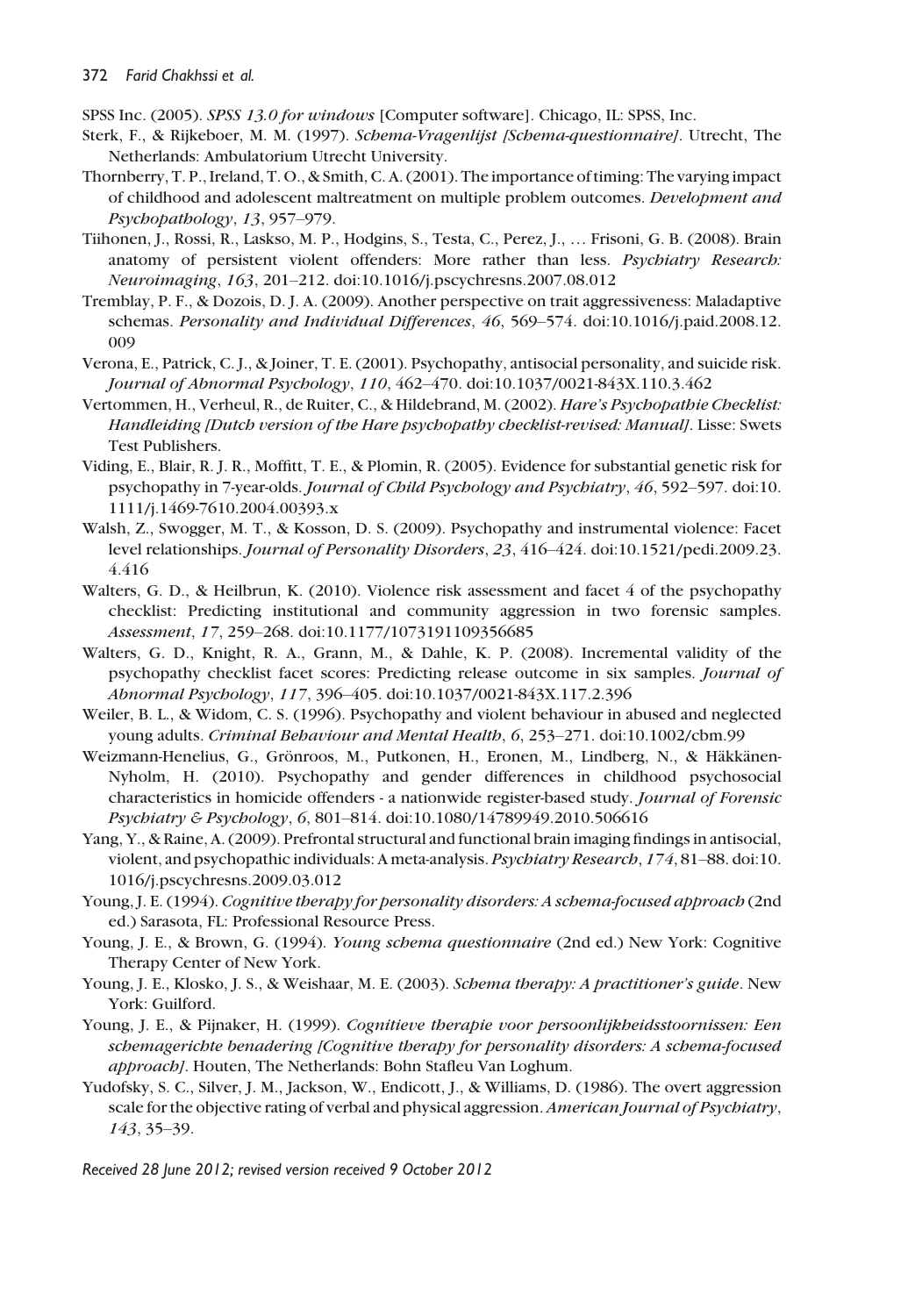SPSS Inc. (2005). *SPSS 13.0 for windows* [Computer software]. Chicago, IL: SPSS, Inc.

Sterk, F., & Rijkeboer, M. M. (1997). *Schema-Vragenlijst [Schema-questionnaire]*. Utrecht, The Netherlands: Ambulatorium Utrecht University.

Thornberry, T. P., Ireland, T. O., & Smith, C. A. (2001). The importance of timing: The varying impact of childhood and adolescent maltreatment on multiple problem outcomes. *Development and Psychopathology*, *13*, 957–979.

Tiihonen, J., Rossi, R., Lasko, M. P., Hodgins, S., Testa, C., Perez, J., … Frisoni, G. B. (2008). Brain anatomy of persistent violent offenders: More rather than less. *Psychiatry Research: Neuroimaging*, *163*, 201–212. doi:10.1016/j.pscychresns.2007.08.012

Tremblay, P. F., & Dozois, D. J. A. (2009). Another perspective on trait aggressiveness: Maladaptive schemas. *Personality and Individual Differences*, *46*, 569–574. doi:10.1016/j.paid.2008.12.009

Verona, E., Patrick, C. J., & Joiner, T. E. (2001). Psychopathy, antisocial personality, and suicide risk. *Journal of Abnormal Psychology*, *110*, 462–470. doi:10.1037/0021-843X.110.3.462

Vertommen, H., Verheul, R., de Ruiter, C., & Hildebrand, M. (2002). *Hare's Psychopathie Checklist: Handleiding [Dutch version of the Hare psychopathy checklist-revised: Manual]*. Lisse: Swets Test Publishers.

Viding, E., Blair, R. J. R., Moffitt, T. E., & Plomin, R. (2005). Evidence for substantial genetic risk for psychopathy in 7-year-olds. *Journal of Child Psychology and Psychiatry*, *46*, 592–597. doi:10.1111/j.1469-7610.2004.00393.x

Walsh, Z., Swogger, M. T., & Kosson, D. S. (2009). Psychopathy and instrumental violence: Facet level relationships. *Journal of Personality Disorders*, *23*, 416–424. doi:10.1521/pedi.2009.23.4.416

Walters, G. D., & Heilbrun, K. (2010). Violence risk assessment and facet 4 of the psychopathy checklist: Predicting institutional and community aggression in two forensic samples. *Assessment*, *17*, 259–268. doi:10.1177/1073191109356685

Walters, G. D., Knight, R. A., Grann, M., & Dahle, K. P. (2008). Incremental validity of the psychopathy checklist facet scores: Predicting release outcome in six samples. *Journal of Abnormal Psychology*, *117*, 396–405. doi:10.1037/0021-843X.117.2.396

Weiler, B. L., & Widom, C. S. (1996). Psychopathy and violent behaviour in abused and neglected young adults. *Criminal Behaviour and Mental Health*, *6*, 253–271. doi:10.1002/cbm.99

Weizmann-Henelius, G., Grönroos, M., Putkonen, H., Eronen, M., Lindberg, N., & Häkkänen-Nyholm, H. (2010). Psychopathy and gender differences in childhood psychosocial characteristics in homicide offenders - a nationwide register-based study. *Journal of Forensic Psychiatry & Psychology*, *6*, 801–814. doi:10.1080/14789949.2010.506616

Yang, Y., & Raine, A. (2009). Prefrontal structural and functional brain imaging findings in antisocial, violent, and psychopathic individuals: A meta-analysis. *Psychiatry Research*, *174*, 81–88. doi:10.1016/j.pscychresns.2009.03.012

Young, J. E. (1994). *Cognitive therapy for personality disorders: A schema-focused approach* (2nd ed.) Sarasota, FL: Professional Resource Press.

Young, J. E., & Brown, G. (1994). *Young schema questionnaire* (2nd ed.) New York: Cognitive Therapy Center of New York.

Young, J. E., Klosko, J. S., & Weishaar, M. E. (2003). *Schema therapy: A practitioner's guide*. New York: Guilford.

Young, J. E., & Pijnaker, H. (1999). *Cognitieve therapie voor persoonlijkheidsstoornissen: Een schemagerichte benadering [Cognitive therapy for personality disorders: A schema-focused approach]*. Houten, The Netherlands: Bohn Stafleu Van Loghum.

Yudofsky, S. C., Silver, J. M., Jackson, W., Endicott, J., & Williams, D. (1986). The overt aggression scale for the objective rating of verbal and physical aggression. *American Journal of Psychiatry*, *143*, 35–39.

*Received 28 June 2012; revised version received 9 October 2012*